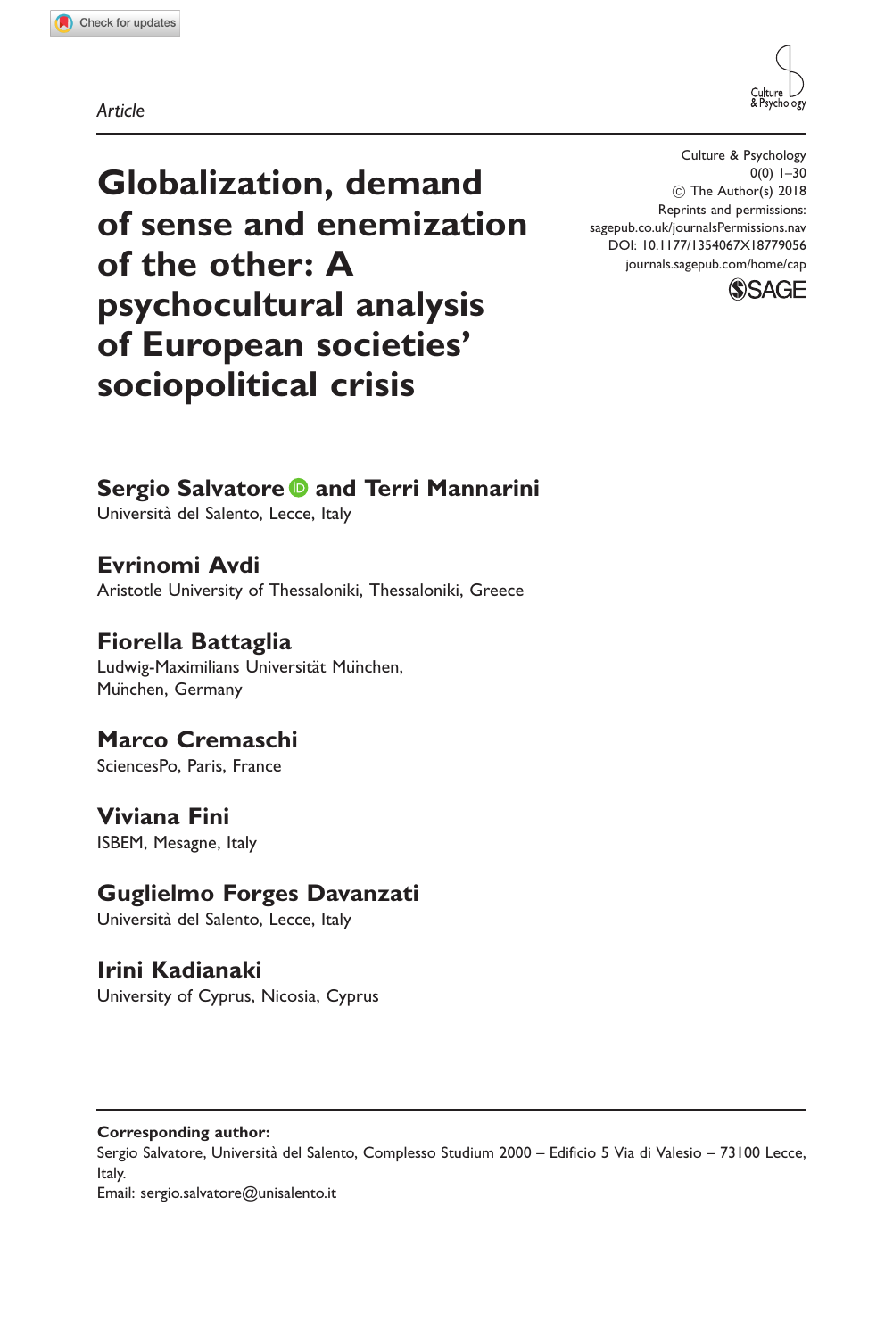*Article*

Culture & Psychology
0(0) 1–30
© The Author(s) 2018
Reprints and permissions:
sagepub.co.uk/journalsPermissions.nav
DOI: 10.1177/1354067X18779056
journals.sagepub.com/home/cap

# Globalization, demand of sense and enemization of the other: A psychocultural analysis of European societies' sociopolitical crisis

**Sergio Salvatore and Terri Mannarini**
Università del Salento, Lecce, Italy

**Evrinomi Avdi**
Aristotle University of Thessaloniki, Thessaloniki, Greece

**Fiorella Battaglia**
Ludwig-Maximilians Universität München, München, Germany

**Marco Cremaschi**
SciencesPo, Paris, France

**Viviana Fini**
ISBEM, Mesagne, Italy

**Guglielmo Forges Davanzati**
Università del Salento, Lecce, Italy

**Irini Kadianaki**
University of Cyprus, Nicosia, Cyprus

**Corresponding author:**
Sergio Salvatore, Università del Salento, Complesso Studium 2000 – Edificio 5 Via di Valesio – 73100 Lecce, Italy.
Email: sergio.salvatore@unisalento.it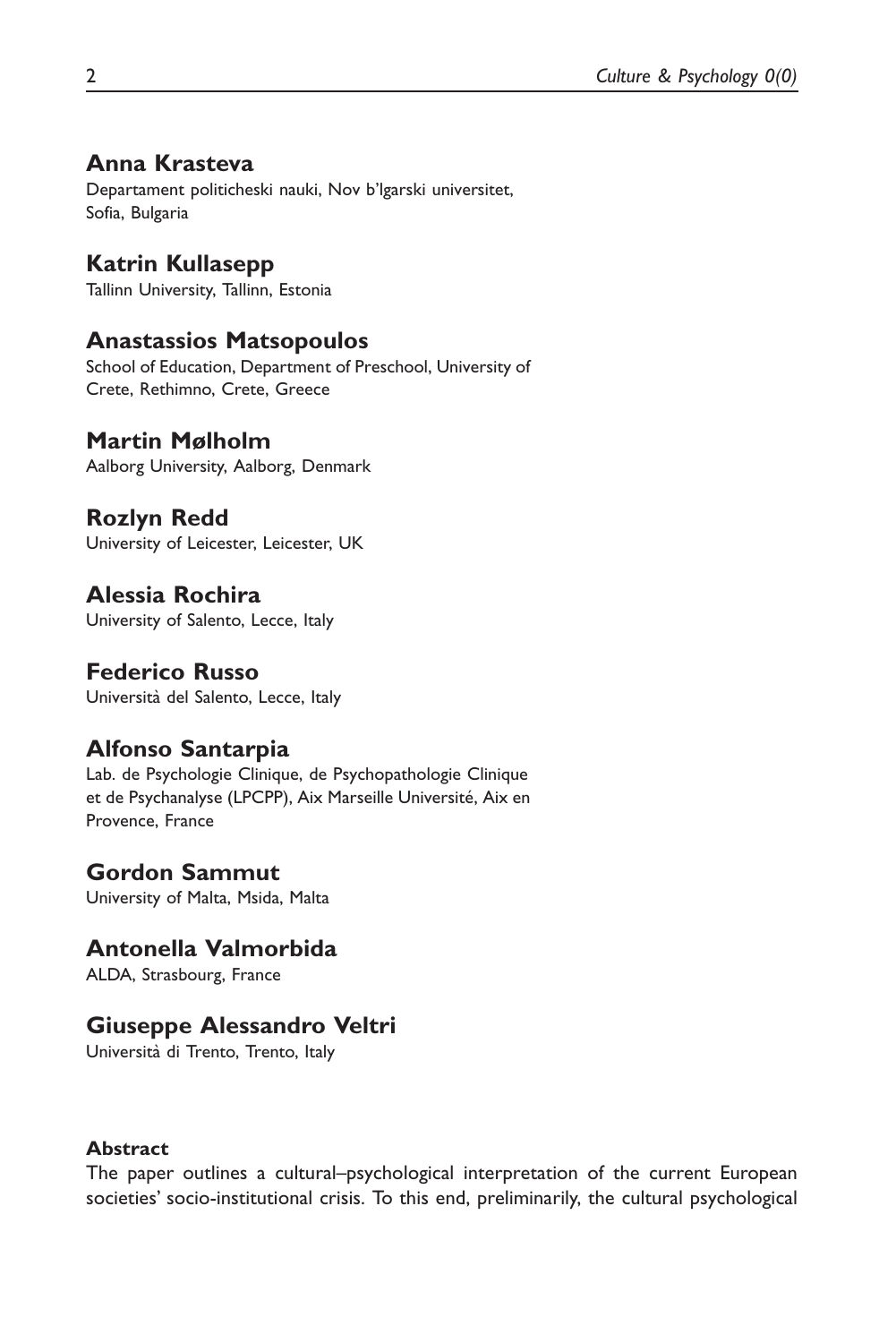**Anna Krasteva**
Departament politicheski nauki, Nov b'lgarski universitet, Sofia, Bulgaria

**Katrin Kullasepp**
Tallinn University, Tallinn, Estonia

**Anastassios Matsopoulos**
School of Education, Department of Preschool, University of Crete, Rethimno, Crete, Greece

**Martin Mølholm**
Aalborg University, Aalborg, Denmark

**Rozlyn Redd**
University of Leicester, Leicester, UK

**Alessia Rochira**
University of Salento, Lecce, Italy

**Federico Russo**
Università del Salento, Lecce, Italy

**Alfonso Santarpia**
Lab. de Psychologie Clinique, de Psychopathologie Clinique et de Psychanalyse (LPCPP), Aix Marseille Université, Aix en Provence, France

**Gordon Sammut**
University of Malta, Msida, Malta

**Antonella Valmorbida**
ALDA, Strasbourg, France

**Giuseppe Alessandro Veltri**
Università di Trento, Trento, Italy

#### Abstract

The paper outlines a cultural–psychological interpretation of the current European societies' socio-institutional crisis. To this end, preliminarily, the cultural psychological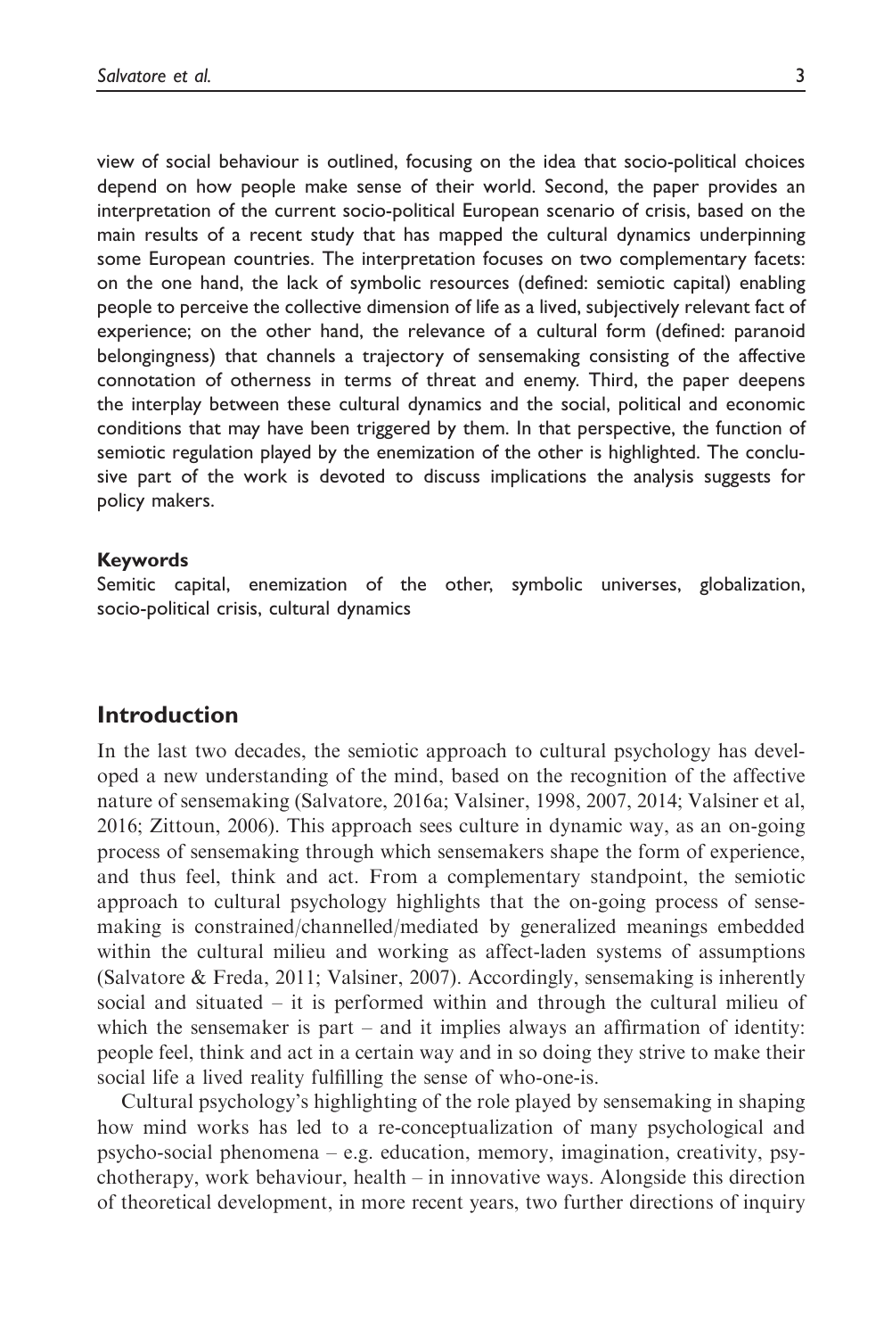view of social behaviour is outlined, focusing on the idea that socio-political choices depend on how people make sense of their world. Second, the paper provides an interpretation of the current socio-political European scenario of crisis, based on the main results of a recent study that has mapped the cultural dynamics underpinning some European countries. The interpretation focuses on two complementary facets: on the one hand, the lack of symbolic resources (defined: semiotic capital) enabling people to perceive the collective dimension of life as a lived, subjectively relevant fact of experience; on the other hand, the relevance of a cultural form (defined: paranoid belongingness) that channels a trajectory of sensemaking consisting of the affective connotation of otherness in terms of threat and enemy. Third, the paper deepens the interplay between these cultural dynamics and the social, political and economic conditions that may have been triggered by them. In that perspective, the function of semiotic regulation played by the enemization of the other is highlighted. The conclusive part of the work is devoted to discuss implications the analysis suggests for policy makers.

#### Keywords

Semitic capital, enemization of the other, symbolic universes, globalization, socio-political crisis, cultural dynamics

## Introduction

In the last two decades, the semiotic approach to cultural psychology has developed a new understanding of the mind, based on the recognition of the affective nature of sensemaking (Salvatore, 2016a; Valsiner, 1998, 2007, 2014; Valsiner et al, 2016; Zittoun, 2006). This approach sees culture in dynamic way, as an on-going process of sensemaking through which sensemakers shape the form of experience, and thus feel, think and act. From a complementary standpoint, the semiotic approach to cultural psychology highlights that the on-going process of sensemaking is constrained/channelled/mediated by generalized meanings embedded within the cultural milieu and working as affect-laden systems of assumptions (Salvatore & Freda, 2011; Valsiner, 2007). Accordingly, sensemaking is inherently social and situated – it is performed within and through the cultural milieu of which the sensemaker is part – and it implies always an affirmation of identity: people feel, think and act in a certain way and in so doing they strive to make their social life a lived reality fulfilling the sense of who-one-is.

Cultural psychology's highlighting of the role played by sensemaking in shaping how mind works has led to a re-conceptualization of many psychological and psycho-social phenomena – e.g. education, memory, imagination, creativity, psychotherapy, work behaviour, health – in innovative ways. Alongside this direction of theoretical development, in more recent years, two further directions of inquiry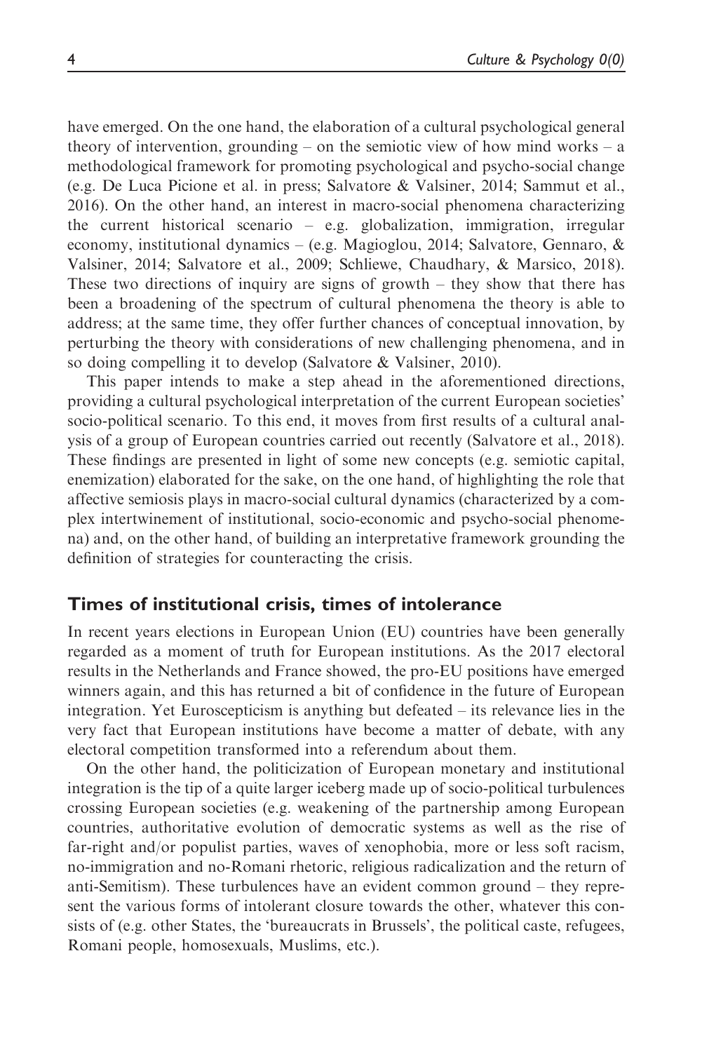have emerged. On the one hand, the elaboration of a cultural psychological general theory of intervention, grounding – on the semiotic view of how mind works – a methodological framework for promoting psychological and psycho-social change (e.g. De Luca Picione et al. in press; Salvatore & Valsiner, 2014; Sammut et al., 2016). On the other hand, an interest in macro-social phenomena characterizing the current historical scenario – e.g. globalization, immigration, irregular economy, institutional dynamics – (e.g. Magioglou, 2014; Salvatore, Gennaro, & Valsiner, 2014; Salvatore et al., 2009; Schliewe, Chaudhary, & Marsico, 2018). These two directions of inquiry are signs of growth – they show that there has been a broadening of the spectrum of cultural phenomena the theory is able to address; at the same time, they offer further chances of conceptual innovation, by perturbing the theory with considerations of new challenging phenomena, and in so doing compelling it to develop (Salvatore & Valsiner, 2010).

This paper intends to make a step ahead in the aforementioned directions, providing a cultural psychological interpretation of the current European societies' socio-political scenario. To this end, it moves from first results of a cultural analysis of a group of European countries carried out recently (Salvatore et al., 2018). These findings are presented in light of some new concepts (e.g. semiotic capital, enemization) elaborated for the sake, on the one hand, of highlighting the role that affective semiosis plays in macro-social cultural dynamics (characterized by a complex intertwinement of institutional, socio-economic and psycho-social phenomena) and, on the other hand, of building an interpretative framework grounding the definition of strategies for counteracting the crisis.

## Times of institutional crisis, times of intolerance

In recent years elections in European Union (EU) countries have been generally regarded as a moment of truth for European institutions. As the 2017 electoral results in the Netherlands and France showed, the pro-EU positions have emerged winners again, and this has returned a bit of confidence in the future of European integration. Yet Euroscepticism is anything but defeated – its relevance lies in the very fact that European institutions have become a matter of debate, with any electoral competition transformed into a referendum about them.

On the other hand, the politicization of European monetary and institutional integration is the tip of a quite larger iceberg made up of socio-political turbulences crossing European societies (e.g. weakening of the partnership among European countries, authoritative evolution of democratic systems as well as the rise of far-right and/or populist parties, waves of xenophobia, more or less soft racism, no-immigration and no-Romani rhetoric, religious radicalization and the return of anti-Semitism). These turbulences have an evident common ground – they represent the various forms of intolerant closure towards the other, whatever this consists of (e.g. other States, the 'bureaucrats in Brussels', the political caste, refugees, Romani people, homosexuals, Muslims, etc.).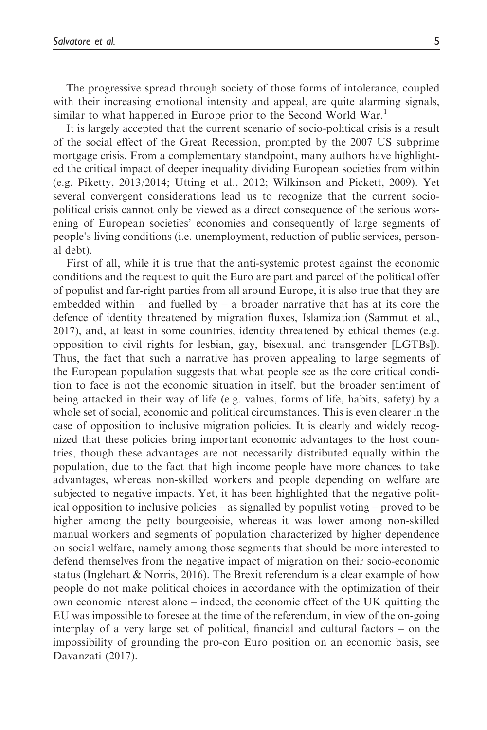The progressive spread through society of those forms of intolerance, coupled with their increasing emotional intensity and appeal, are quite alarming signals, similar to what happened in Europe prior to the Second World War.[1]

It is largely accepted that the current scenario of socio-political crisis is a result of the social effect of the Great Recession, prompted by the 2007 US subprime mortgage crisis. From a complementary standpoint, many authors have highlighted the critical impact of deeper inequality dividing European societies from within (e.g. Piketty, 2013/2014; Utting et al., 2012; Wilkinson and Pickett, 2009). Yet several convergent considerations lead us to recognize that the current socio-political crisis cannot only be viewed as a direct consequence of the serious worsening of European societies' economies and consequently of large segments of people's living conditions (i.e. unemployment, reduction of public services, personal debt).

First of all, while it is true that the anti-systemic protest against the economic conditions and the request to quit the Euro are part and parcel of the political offer of populist and far-right parties from all around Europe, it is also true that they are embedded within – and fuelled by – a broader narrative that has at its core the defence of identity threatened by migration fluxes, Islamization (Sammut et al., 2017), and, at least in some countries, identity threatened by ethical themes (e.g. opposition to civil rights for lesbian, gay, bisexual, and transgender [LGTBs]). Thus, the fact that such a narrative has proven appealing to large segments of the European population suggests that what people see as the core critical condition to face is not the economic situation in itself, but the broader sentiment of being attacked in their way of life (e.g. values, forms of life, habits, safety) by a whole set of social, economic and political circumstances. This is even clearer in the case of opposition to inclusive migration policies. It is clearly and widely recognized that these policies bring important economic advantages to the host countries, though these advantages are not necessarily distributed equally within the population, due to the fact that high income people have more chances to take advantages, whereas non-skilled workers and people depending on welfare are subjected to negative impacts. Yet, it has been highlighted that the negative political opposition to inclusive policies – as signalled by populist voting – proved to be higher among the petty bourgeoisie, whereas it was lower among non-skilled manual workers and segments of population characterized by higher dependence on social welfare, namely among those segments that should be more interested to defend themselves from the negative impact of migration on their socio-economic status (Inglehart & Norris, 2016). The Brexit referendum is a clear example of how people do not make political choices in accordance with the optimization of their own economic interest alone – indeed, the economic effect of the UK quitting the EU was impossible to foresee at the time of the referendum, in view of the on-going interplay of a very large set of political, financial and cultural factors – on the impossibility of grounding the pro-con Euro position on an economic basis, see Davanzati (2017).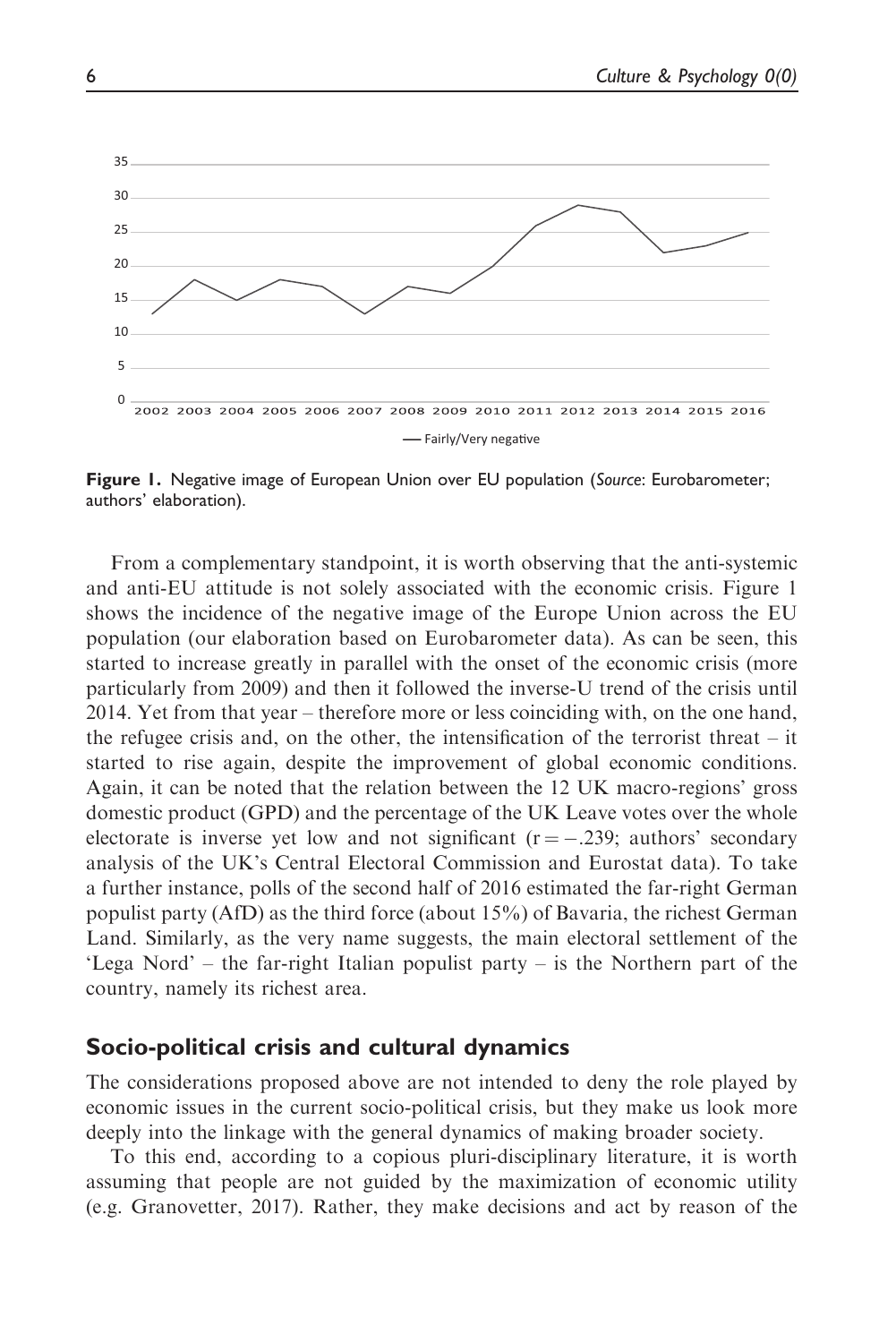35
30
25
20
15
10
5
0
2002 2003 2004 2005 2006 2007 2008 2009 2010 2011 2012 2013 2014 2015 2016

— Fairly/Very negative

**Figure 1.** Negative image of European Union over EU population (*Source*: Eurobarometer; authors' elaboration).

From a complementary standpoint, it is worth observing that the anti-systemic and anti-EU attitude is not solely associated with the economic crisis. Figure 1 shows the incidence of the negative image of the Europe Union across the EU population (our elaboration based on Eurobarometer data). As can be seen, this started to increase greatly in parallel with the onset of the economic crisis (more particularly from 2009) and then it followed the inverse-U trend of the crisis until 2014. Yet from that year – therefore more or less coinciding with, on the one hand, the refugee crisis and, on the other, the intensification of the terrorist threat – it started to rise again, despite the improvement of global economic conditions. Again, it can be noted that the relation between the 12 UK macro-regions' gross domestic product (GPD) and the percentage of the UK Leave votes over the whole electorate is inverse yet low and not significant ($r = -.239$; authors' secondary analysis of the UK's Central Electoral Commission and Eurostat data). To take a further instance, polls of the second half of 2016 estimated the far-right German populist party (AfD) as the third force (about 15%) of Bavaria, the richest German Land. Similarly, as the very name suggests, the main electoral settlement of the 'Lega Nord' – the far-right Italian populist party – is the Northern part of the country, namely its richest area.

## Socio-political crisis and cultural dynamics

The considerations proposed above are not intended to deny the role played by economic issues in the current socio-political crisis, but they make us look more deeply into the linkage with the general dynamics of making broader society.

To this end, according to a copious pluri-disciplinary literature, it is worth assuming that people are not guided by the maximization of economic utility (e.g. Granovetter, 2017). Rather, they make decisions and act by reason of the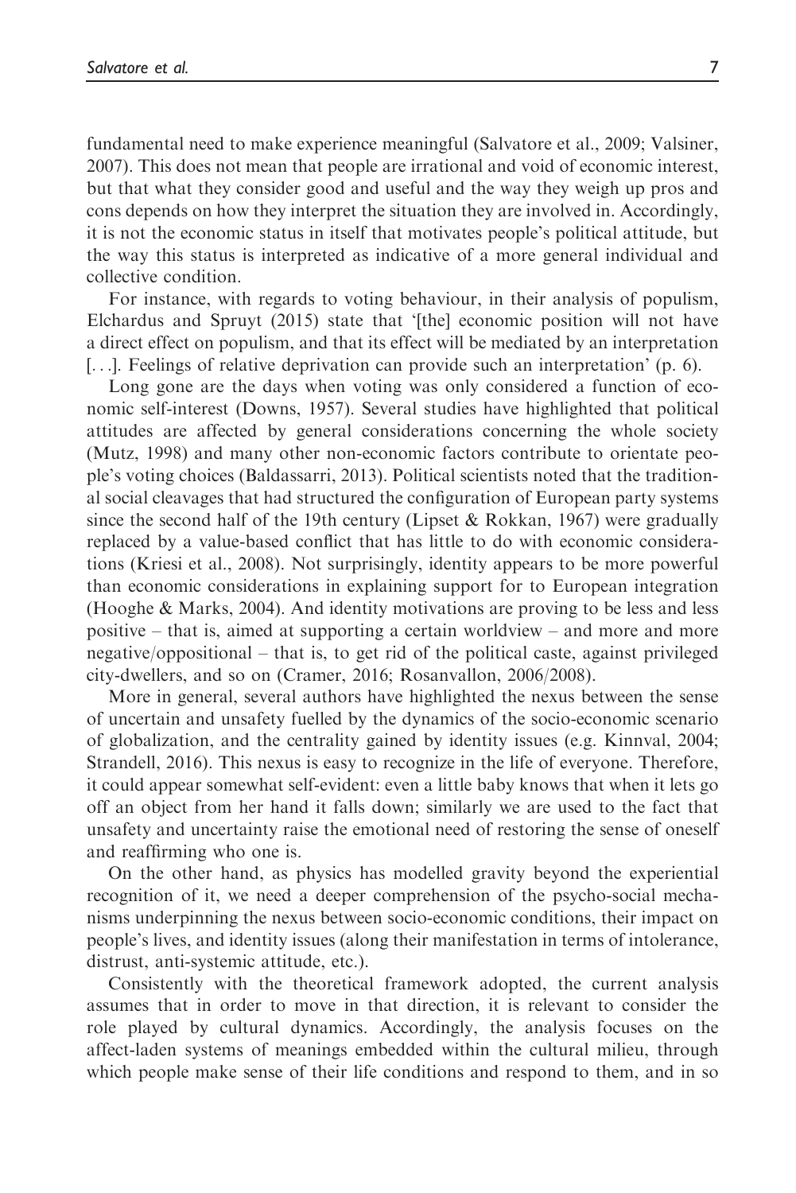fundamental need to make experience meaningful (Salvatore et al., 2009; Valsiner, 2007). This does not mean that people are irrational and void of economic interest, but that what they consider good and useful and the way they weigh up pros and cons depends on how they interpret the situation they are involved in. Accordingly, it is not the economic status in itself that motivates people's political attitude, but the way this status is interpreted as indicative of a more general individual and collective condition.

For instance, with regards to voting behaviour, in their analysis of populism, Elchardus and Spruyt (2015) state that '[the] economic position will not have a direct effect on populism, and that its effect will be mediated by an interpretation [...]. Feelings of relative deprivation can provide such an interpretation' (p. 6).

Long gone are the days when voting was only considered a function of economic self-interest (Downs, 1957). Several studies have highlighted that political attitudes are affected by general considerations concerning the whole society (Mutz, 1998) and many other non-economic factors contribute to orientate people's voting choices (Baldassarri, 2013). Political scientists noted that the traditional social cleavages that had structured the configuration of European party systems since the second half of the 19th century (Lipset & Rokkan, 1967) were gradually replaced by a value-based conflict that has little to do with economic considerations (Kriesi et al., 2008). Not surprisingly, identity appears to be more powerful than economic considerations in explaining support for to European integration (Hooghe & Marks, 2004). And identity motivations are proving to be less and less positive – that is, aimed at supporting a certain worldview – and more and more negative/oppositional – that is, to get rid of the political caste, against privileged city-dwellers, and so on (Cramer, 2016; Rosanvallon, 2006/2008).

More in general, several authors have highlighted the nexus between the sense of uncertain and unsafety fuelled by the dynamics of the socio-economic scenario of globalization, and the centrality gained by identity issues (e.g. Kinnval, 2004; Strandell, 2016). This nexus is easy to recognize in the life of everyone. Therefore, it could appear somewhat self-evident: even a little baby knows that when it lets go off an object from her hand it falls down; similarly we are used to the fact that unsafety and uncertainty raise the emotional need of restoring the sense of oneself and reaffirming who one is.

On the other hand, as physics has modelled gravity beyond the experiential recognition of it, we need a deeper comprehension of the psycho-social mechanisms underpinning the nexus between socio-economic conditions, their impact on people's lives, and identity issues (along their manifestation in terms of intolerance, distrust, anti-systemic attitude, etc.).

Consistently with the theoretical framework adopted, the current analysis assumes that in order to move in that direction, it is relevant to consider the role played by cultural dynamics. Accordingly, the analysis focuses on the affect-laden systems of meanings embedded within the cultural milieu, through which people make sense of their life conditions and respond to them, and in so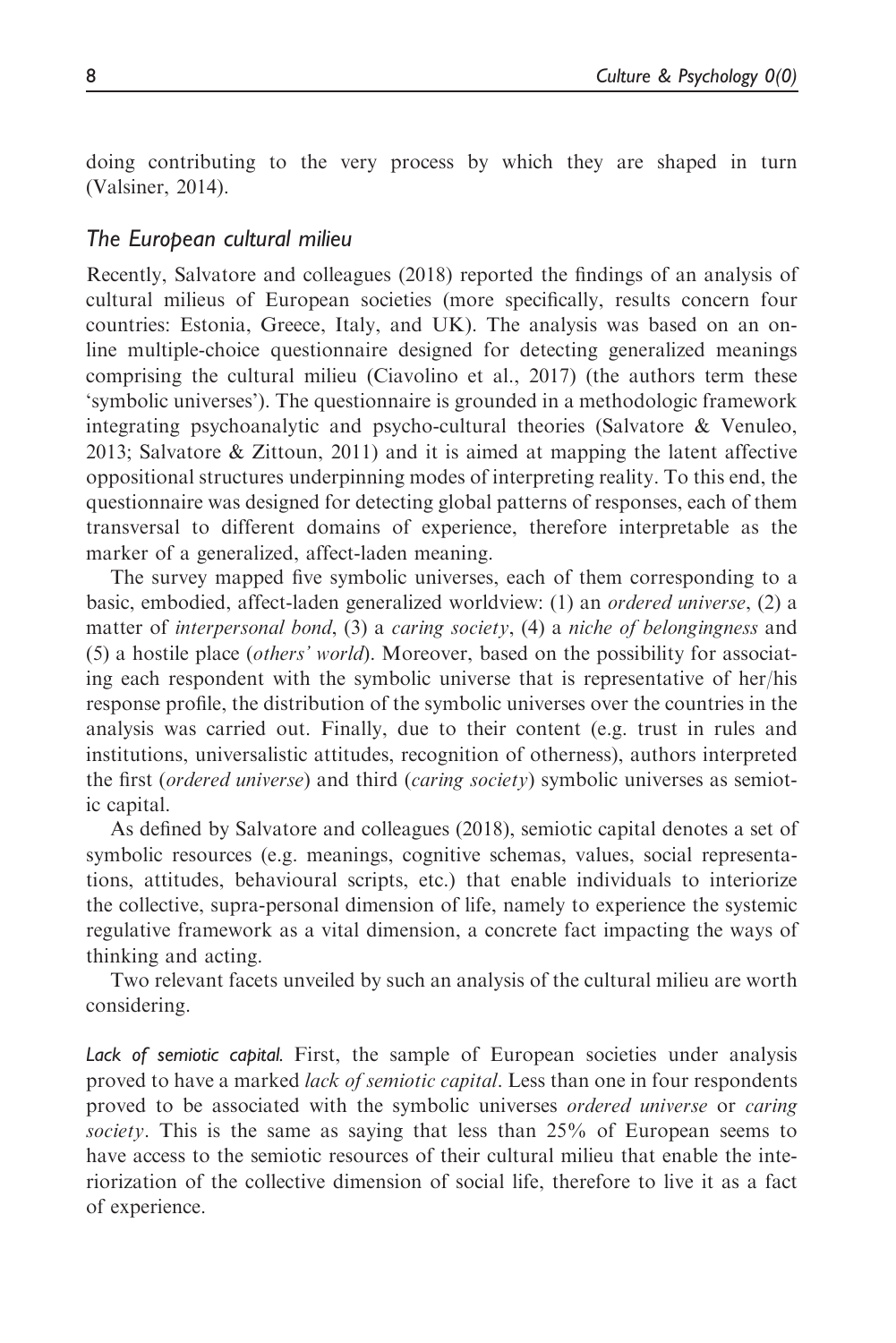doing contributing to the very process by which they are shaped in turn (Valsiner, 2014).

## *The European cultural milieu*

Recently, Salvatore and colleagues (2018) reported the findings of an analysis of cultural milieus of European societies (more specifically, results concern four countries: Estonia, Greece, Italy, and UK). The analysis was based on an online multiple-choice questionnaire designed for detecting generalized meanings comprising the cultural milieu (Ciavolino et al., 2017) (the authors term these 'symbolic universes'). The questionnaire is grounded in a methodologic framework integrating psychoanalytic and psycho-cultural theories (Salvatore & Venuleo, 2013; Salvatore & Zittoun, 2011) and it is aimed at mapping the latent affective oppositional structures underpinning modes of interpreting reality. To this end, the questionnaire was designed for detecting global patterns of responses, each of them transversal to different domains of experience, therefore interpretable as the marker of a generalized, affect-laden meaning.

The survey mapped five symbolic universes, each of them corresponding to a basic, embodied, affect-laden generalized worldview: (1) an *ordered universe*, (2) a matter of *interpersonal bond*, (3) a *caring society*, (4) a *niche of belongingness* and (5) a hostile place (*others' world*). Moreover, based on the possibility for associating each respondent with the symbolic universe that is representative of her/his response profile, the distribution of the symbolic universes over the countries in the analysis was carried out. Finally, due to their content (e.g. trust in rules and institutions, universalistic attitudes, recognition of otherness), authors interpreted the first (*ordered universe*) and third (*caring society*) symbolic universes as semiotic capital.

As defined by Salvatore and colleagues (2018), semiotic capital denotes a set of symbolic resources (e.g. meanings, cognitive schemas, values, social representations, attitudes, behavioural scripts, etc.) that enable individuals to interiorize the collective, supra-personal dimension of life, namely to experience the systemic regulative framework as a vital dimension, a concrete fact impacting the ways of thinking and acting.

Two relevant facets unveiled by such an analysis of the cultural milieu are worth considering.

*Lack of semiotic capital.* First, the sample of European societies under analysis proved to have a marked *lack of semiotic capital*. Less than one in four respondents proved to be associated with the symbolic universes *ordered universe* or *caring society*. This is the same as saying that less than 25% of European seems to have access to the semiotic resources of their cultural milieu that enable the interiorization of the collective dimension of social life, therefore to live it as a fact of experience.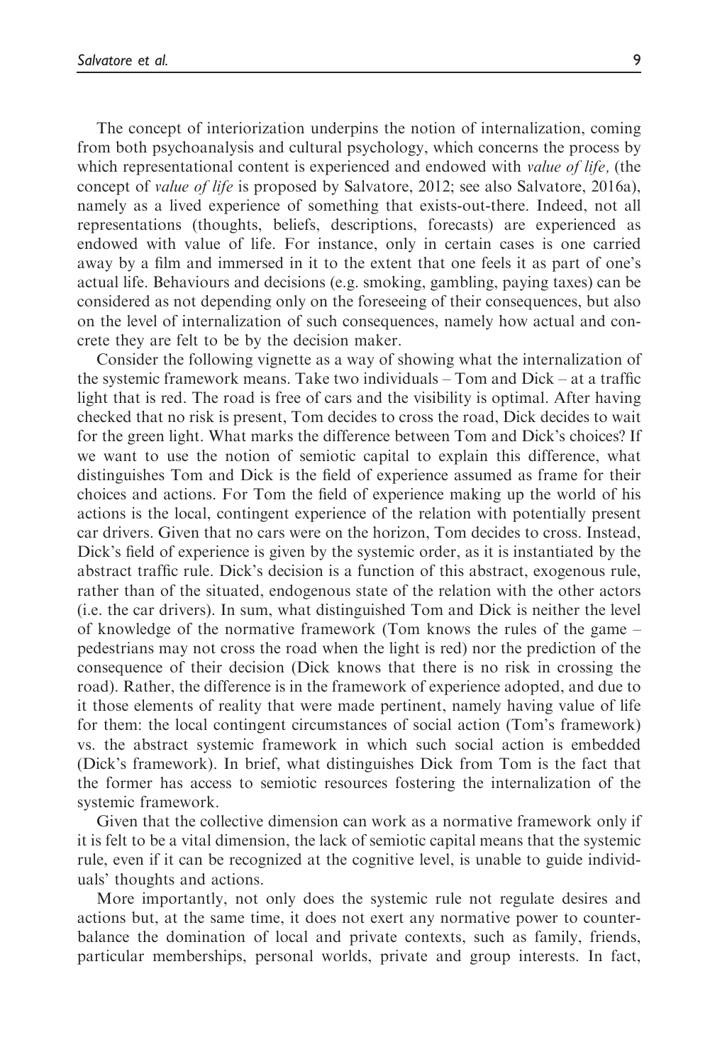The concept of interiorization underpins the notion of internalization, coming from both psychoanalysis and cultural psychology, which concerns the process by which representational content is experienced and endowed with *value of life*, (the concept of *value of life* is proposed by Salvatore, 2012; see also Salvatore, 2016a), namely as a lived experience of something that exists-out-there. Indeed, not all representations (thoughts, beliefs, descriptions, forecasts) are experienced as endowed with value of life. For instance, only in certain cases is one carried away by a film and immersed in it to the extent that one feels it as part of one's actual life. Behaviours and decisions (e.g. smoking, gambling, paying taxes) can be considered as not depending only on the foreseeing of their consequences, but also on the level of internalization of such consequences, namely how actual and concrete they are felt to be by the decision maker.

Consider the following vignette as a way of showing what the internalization of the systemic framework means. Take two individuals – Tom and Dick – at a traffic light that is red. The road is free of cars and the visibility is optimal. After having checked that no risk is present, Tom decides to cross the road, Dick decides to wait for the green light. What marks the difference between Tom and Dick's choices? If we want to use the notion of semiotic capital to explain this difference, what distinguishes Tom and Dick is the field of experience assumed as frame for their choices and actions. For Tom the field of experience making up the world of his actions is the local, contingent experience of the relation with potentially present car drivers. Given that no cars were on the horizon, Tom decides to cross. Instead, Dick's field of experience is given by the systemic order, as it is instantiated by the abstract traffic rule. Dick's decision is a function of this abstract, exogenous rule, rather than of the situated, endogenous state of the relation with the other actors (i.e. the car drivers). In sum, what distinguished Tom and Dick is neither the level of knowledge of the normative framework (Tom knows the rules of the game – pedestrians may not cross the road when the light is red) nor the prediction of the consequence of their decision (Dick knows that there is no risk in crossing the road). Rather, the difference is in the framework of experience adopted, and due to it those elements of reality that were made pertinent, namely having value of life for them: the local contingent circumstances of social action (Tom's framework) vs. the abstract systemic framework in which such social action is embedded (Dick's framework). In brief, what distinguishes Dick from Tom is the fact that the former has access to semiotic resources fostering the internalization of the systemic framework.

Given that the collective dimension can work as a normative framework only if it is felt to be a vital dimension, the lack of semiotic capital means that the systemic rule, even if it can be recognized at the cognitive level, is unable to guide individuals' thoughts and actions.

More importantly, not only does the systemic rule not regulate desires and actions but, at the same time, it does not exert any normative power to counterbalance the domination of local and private contexts, such as family, friends, particular memberships, personal worlds, private and group interests. In fact,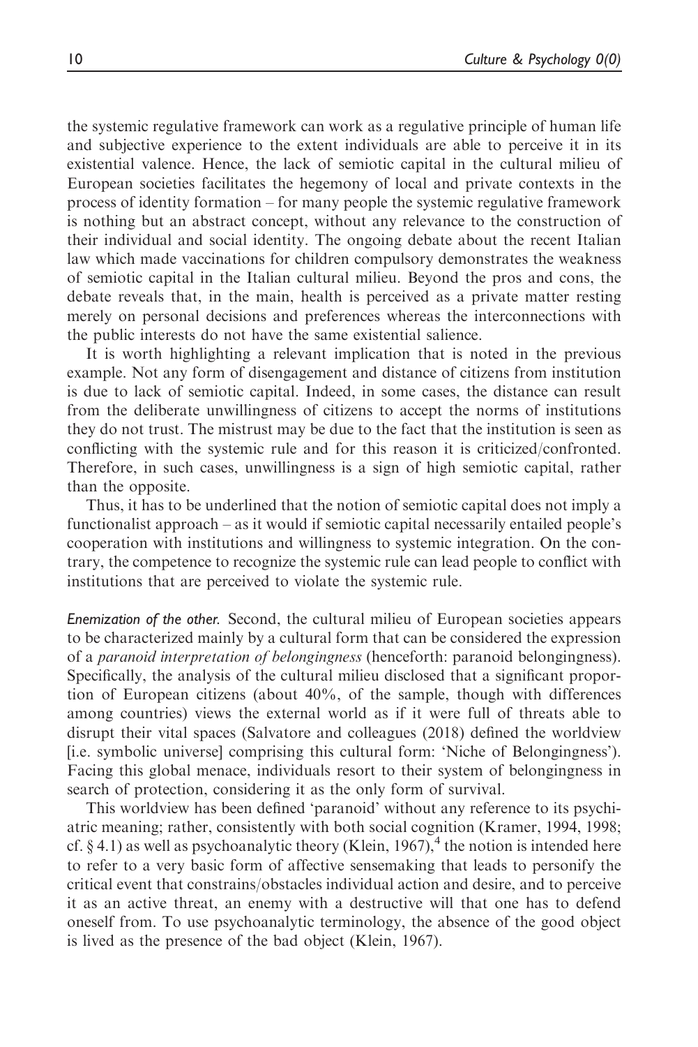the systemic regulative framework can work as a regulative principle of human life and subjective experience to the extent individuals are able to perceive it in its existential valence. Hence, the lack of semiotic capital in the cultural milieu of European societies facilitates the hegemony of local and private contexts in the process of identity formation – for many people the systemic regulative framework is nothing but an abstract concept, without any relevance to the construction of their individual and social identity. The ongoing debate about the recent Italian law which made vaccinations for children compulsory demonstrates the weakness of semiotic capital in the Italian cultural milieu. Beyond the pros and cons, the debate reveals that, in the main, health is perceived as a private matter resting merely on personal decisions and preferences whereas the interconnections with the public interests do not have the same existential salience.

It is worth highlighting a relevant implication that is noted in the previous example. Not any form of disengagement and distance of citizens from institution is due to lack of semiotic capital. Indeed, in some cases, the distance can result from the deliberate unwillingness of citizens to accept the norms of institutions they do not trust. The mistrust may be due to the fact that the institution is seen as conflicting with the systemic rule and for this reason it is criticized/confronted. Therefore, in such cases, unwillingness is a sign of high semiotic capital, rather than the opposite.

Thus, it has to be underlined that the notion of semiotic capital does not imply a functionalist approach – as it would if semiotic capital necessarily entailed people's cooperation with institutions and willingness to systemic integration. On the contrary, the competence to recognize the systemic rule can lead people to conflict with institutions that are perceived to violate the systemic rule.

*Enemization of the other.* Second, the cultural milieu of European societies appears to be characterized mainly by a cultural form that can be considered the expression of a *paranoid interpretation of belongingness* (henceforth: paranoid belongingness). Specifically, the analysis of the cultural milieu disclosed that a significant proportion of European citizens (about 40%, of the sample, though with differences among countries) views the external world as if it were full of threats able to disrupt their vital spaces (Salvatore and colleagues (2018) defined the worldview [i.e. symbolic universe] comprising this cultural form: 'Niche of Belongingness'). Facing this global menace, individuals resort to their system of belongingness in search of protection, considering it as the only form of survival.

This worldview has been defined 'paranoid' without any reference to its psychiatric meaning; rather, consistently with both social cognition (Kramer, 1994, 1998; cf. § 4.1) as well as psychoanalytic theory (Klein, 1967),[4] the notion is intended here to refer to a very basic form of affective sensemaking that leads to personify the critical event that constrains/obstacles individual action and desire, and to perceive it as an active threat, an enemy with a destructive will that one has to defend oneself from. To use psychoanalytic terminology, the absence of the good object is lived as the presence of the bad object (Klein, 1967).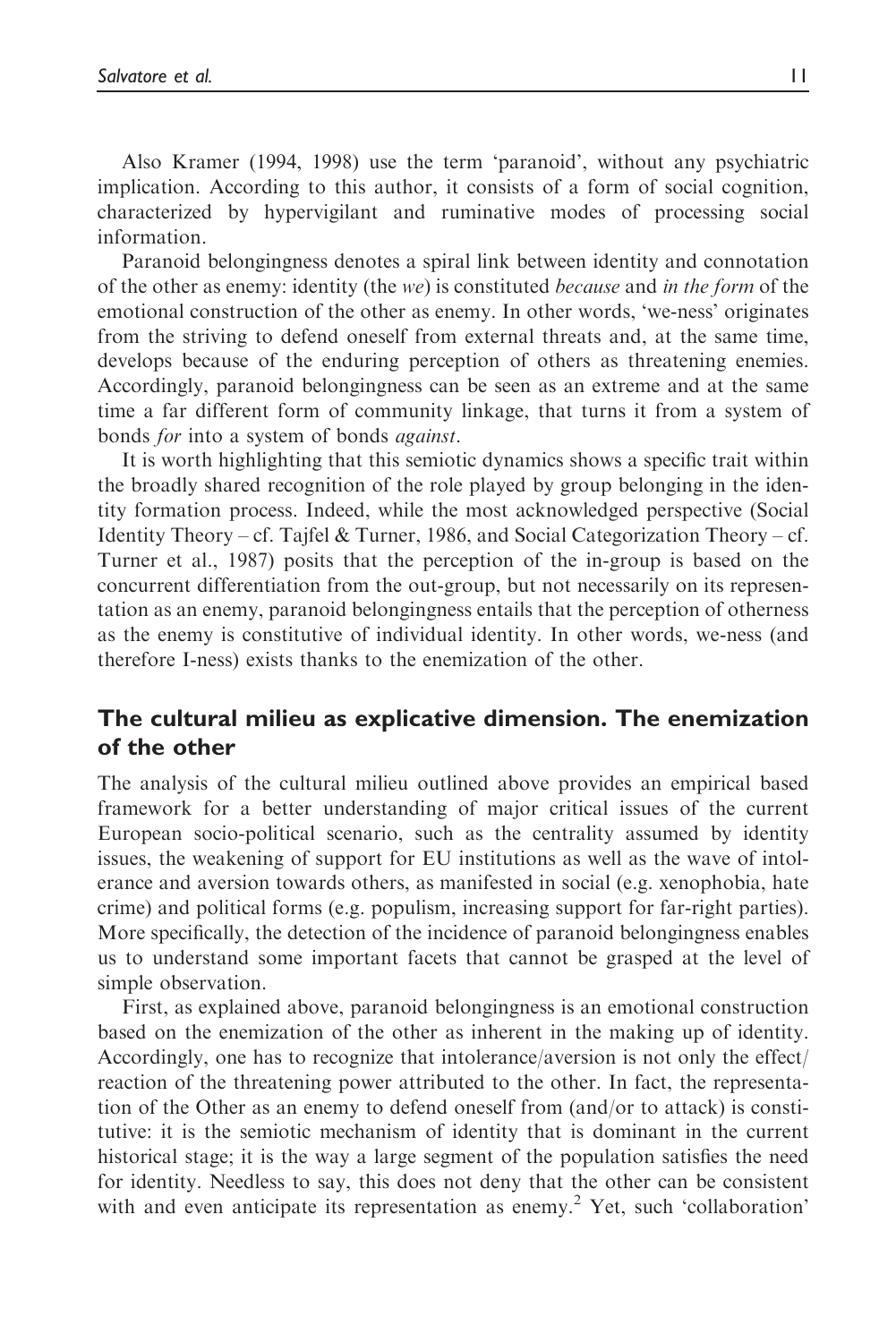Also Kramer (1994, 1998) use the term 'paranoid', without any psychiatric implication. According to this author, it consists of a form of social cognition, characterized by hypervigilant and ruminative modes of processing social information.

Paranoid belongingness denotes a spiral link between identity and connotation of the other as enemy: identity (the *we*) is constituted *because* and *in the form* of the emotional construction of the other as enemy. In other words, 'we-ness' originates from the striving to defend oneself from external threats and, at the same time, develops because of the enduring perception of others as threatening enemies. Accordingly, paranoid belongingness can be seen as an extreme and at the same time a far different form of community linkage, that turns it from a system of bonds *for* into a system of bonds *against*.

It is worth highlighting that this semiotic dynamics shows a specific trait within the broadly shared recognition of the role played by group belonging in the identity formation process. Indeed, while the most acknowledged perspective (Social Identity Theory – cf. Tajfel & Turner, 1986, and Social Categorization Theory – cf. Turner et al., 1987) posits that the perception of the in-group is based on the concurrent differentiation from the out-group, but not necessarily on its representation as an enemy, paranoid belongingness entails that the perception of otherness as the enemy is constitutive of individual identity. In other words, we-ness (and therefore I-ness) exists thanks to the enemization of the other.

## The cultural milieu as explicative dimension. The enemization of the other

The analysis of the cultural milieu outlined above provides an empirical based framework for a better understanding of major critical issues of the current European socio-political scenario, such as the centrality assumed by identity issues, the weakening of support for EU institutions as well as the wave of intolerance and aversion towards others, as manifested in social (e.g. xenophobia, hate crime) and political forms (e.g. populism, increasing support for far-right parties). More specifically, the detection of the incidence of paranoid belongingness enables us to understand some important facets that cannot be grasped at the level of simple observation.

First, as explained above, paranoid belongingness is an emotional construction based on the enemization of the other as inherent in the making up of identity. Accordingly, one has to recognize that intolerance/aversion is not only the effect/reaction of the threatening power attributed to the other. In fact, the representation of the Other as an enemy to defend oneself from (and/or to attack) is constitutive: it is the semiotic mechanism of identity that is dominant in the current historical stage; it is the way a large segment of the population satisfies the need for identity. Needless to say, this does not deny that the other can be consistent with and even anticipate its representation as enemy.[2] Yet, such 'collaboration'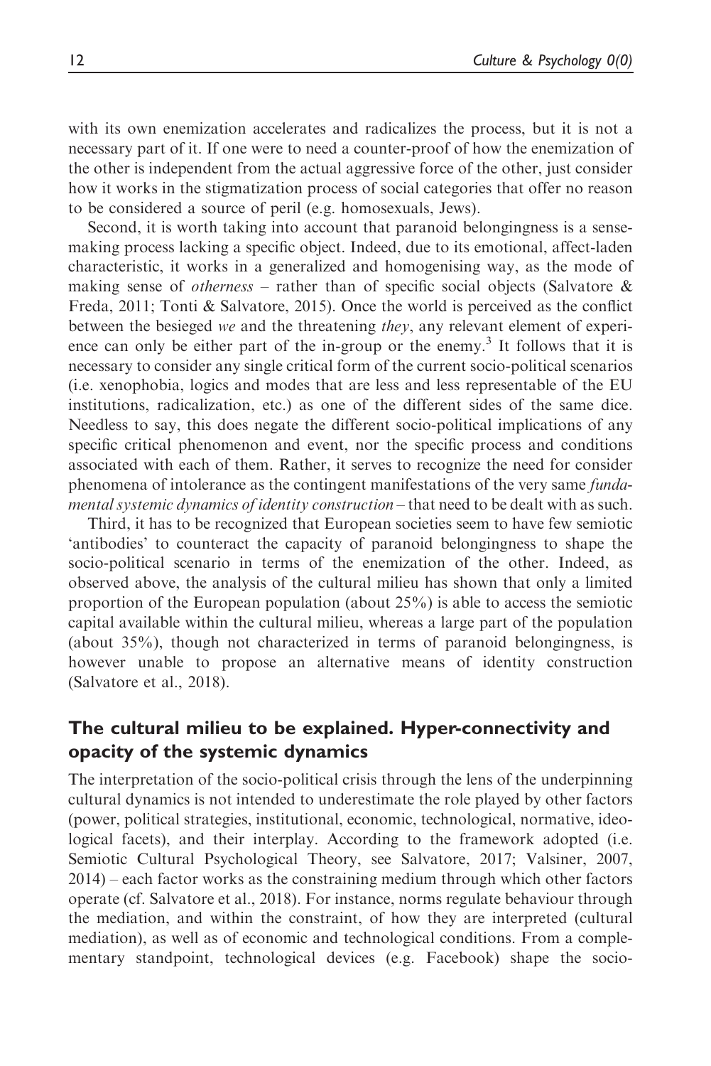with its own enemization accelerates and radicalizes the process, but it is not a necessary part of it. If one were to need a counter-proof of how the enemization of the other is independent from the actual aggressive force of the other, just consider how it works in the stigmatization process of social categories that offer no reason to be considered a source of peril (e.g. homosexuals, Jews).

Second, it is worth taking into account that paranoid belongingness is a sense-making process lacking a specific object. Indeed, due to its emotional, affect-laden characteristic, it works in a generalized and homogenising way, as the mode of making sense of *otherness* – rather than of specific social objects (Salvatore & Freda, 2011; Tonti & Salvatore, 2015). Once the world is perceived as the conflict between the besieged *we* and the threatening *they*, any relevant element of experience can only be either part of the in-group or the enemy.[3] It follows that it is necessary to consider any single critical form of the current socio-political scenarios (i.e. xenophobia, logics and modes that are less and less representable of the EU institutions, radicalization, etc.) as one of the different sides of the same dice. Needless to say, this does negate the different socio-political implications of any specific critical phenomenon and event, nor the specific process and conditions associated with each of them. Rather, it serves to recognize the need for consider phenomena of intolerance as the contingent manifestations of the very same *fundamental systemic dynamics of identity construction* – that need to be dealt with as such.

Third, it has to be recognized that European societies seem to have few semiotic 'antibodies' to counteract the capacity of paranoid belongingness to shape the socio-political scenario in terms of the enemization of the other. Indeed, as observed above, the analysis of the cultural milieu has shown that only a limited proportion of the European population (about 25%) is able to access the semiotic capital available within the cultural milieu, whereas a large part of the population (about 35%), though not characterized in terms of paranoid belongingness, is however unable to propose an alternative means of identity construction (Salvatore et al., 2018).

## The cultural milieu to be explained. Hyper-connectivity and opacity of the systemic dynamics

The interpretation of the socio-political crisis through the lens of the underpinning cultural dynamics is not intended to underestimate the role played by other factors (power, political strategies, institutional, economic, technological, normative, ideological facets), and their interplay. According to the framework adopted (i.e. Semiotic Cultural Psychological Theory, see Salvatore, 2017; Valsiner, 2007, 2014) – each factor works as the constraining medium through which other factors operate (cf. Salvatore et al., 2018). For instance, norms regulate behaviour through the mediation, and within the constraint, of how they are interpreted (cultural mediation), as well as of economic and technological conditions. From a complementary standpoint, technological devices (e.g. Facebook) shape the socio-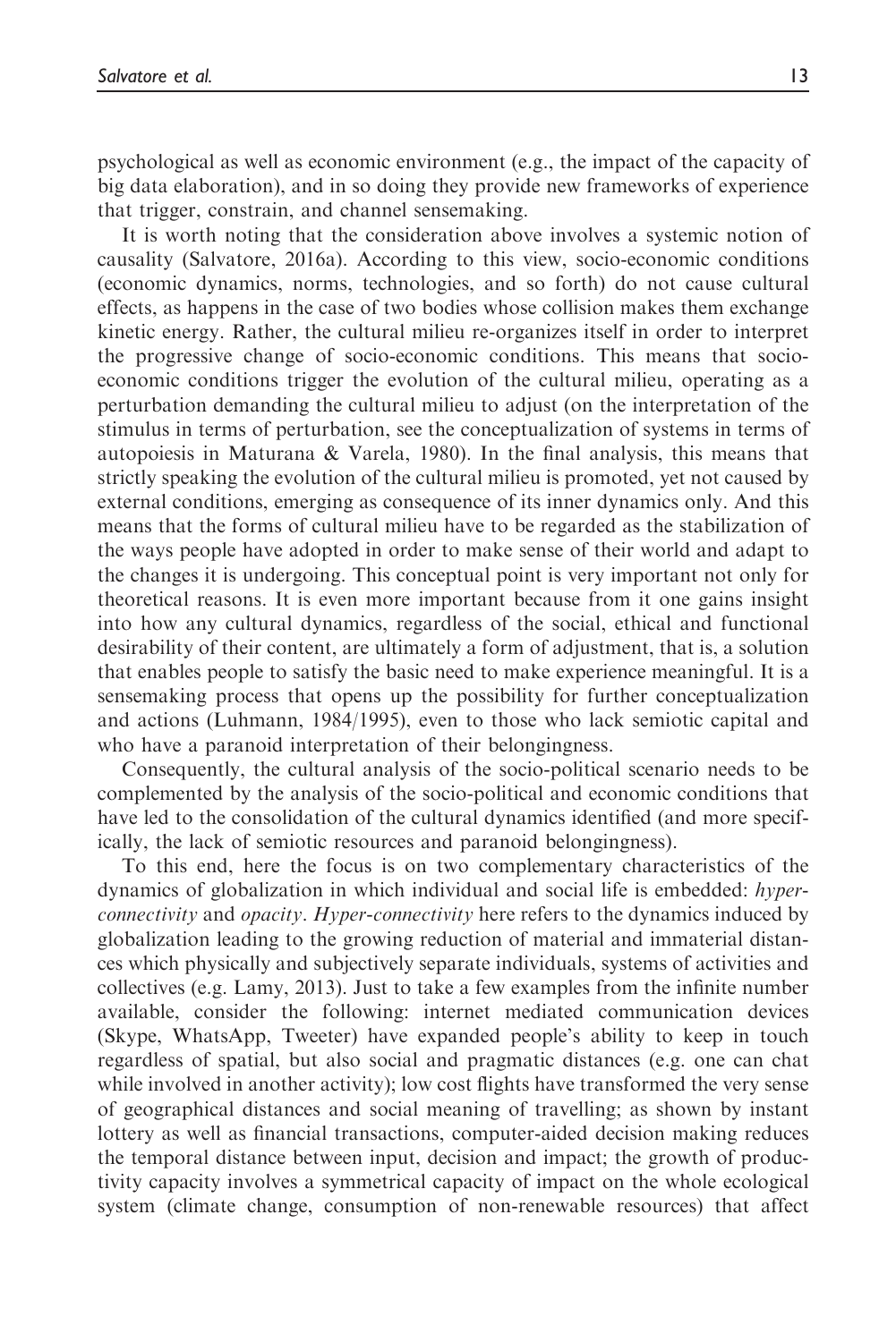psychological as well as economic environment (e.g., the impact of the capacity of big data elaboration), and in so doing they provide new frameworks of experience that trigger, constrain, and channel sensemaking.

It is worth noting that the consideration above involves a systemic notion of causality (Salvatore, 2016a). According to this view, socio-economic conditions (economic dynamics, norms, technologies, and so forth) do not cause cultural effects, as happens in the case of two bodies whose collision makes them exchange kinetic energy. Rather, the cultural milieu re-organizes itself in order to interpret the progressive change of socio-economic conditions. This means that socio-economic conditions trigger the evolution of the cultural milieu, operating as a perturbation demanding the cultural milieu to adjust (on the interpretation of the stimulus in terms of perturbation, see the conceptualization of systems in terms of autopoiesis in Maturana & Varela, 1980). In the final analysis, this means that strictly speaking the evolution of the cultural milieu is promoted, yet not caused by external conditions, emerging as consequence of its inner dynamics only. And this means that the forms of cultural milieu have to be regarded as the stabilization of the ways people have adopted in order to make sense of their world and adapt to the changes it is undergoing. This conceptual point is very important not only for theoretical reasons. It is even more important because from it one gains insight into how any cultural dynamics, regardless of the social, ethical and functional desirability of their content, are ultimately a form of adjustment, that is, a solution that enables people to satisfy the basic need to make experience meaningful. It is a sensemaking process that opens up the possibility for further conceptualization and actions (Luhmann, 1984/1995), even to those who lack semiotic capital and who have a paranoid interpretation of their belongingness.

Consequently, the cultural analysis of the socio-political scenario needs to be complemented by the analysis of the socio-political and economic conditions that have led to the consolidation of the cultural dynamics identified (and more specifically, the lack of semiotic resources and paranoid belongingness).

To this end, here the focus is on two complementary characteristics of the dynamics of globalization in which individual and social life is embedded: *hyper-connectivity* and *opacity*. *Hyper-connectivity* here refers to the dynamics induced by globalization leading to the growing reduction of material and immaterial distances which physically and subjectively separate individuals, systems of activities and collectives (e.g. Lamy, 2013). Just to take a few examples from the infinite number available, consider the following: internet mediated communication devices (Skype, WhatsApp, Tweeter) have expanded people's ability to keep in touch regardless of spatial, but also social and pragmatic distances (e.g. one can chat while involved in another activity); low cost flights have transformed the very sense of geographical distances and social meaning of travelling; as shown by instant lottery as well as financial transactions, computer-aided decision making reduces the temporal distance between input, decision and impact; the growth of productivity capacity involves a symmetrical capacity of impact on the whole ecological system (climate change, consumption of non-renewable resources) that affect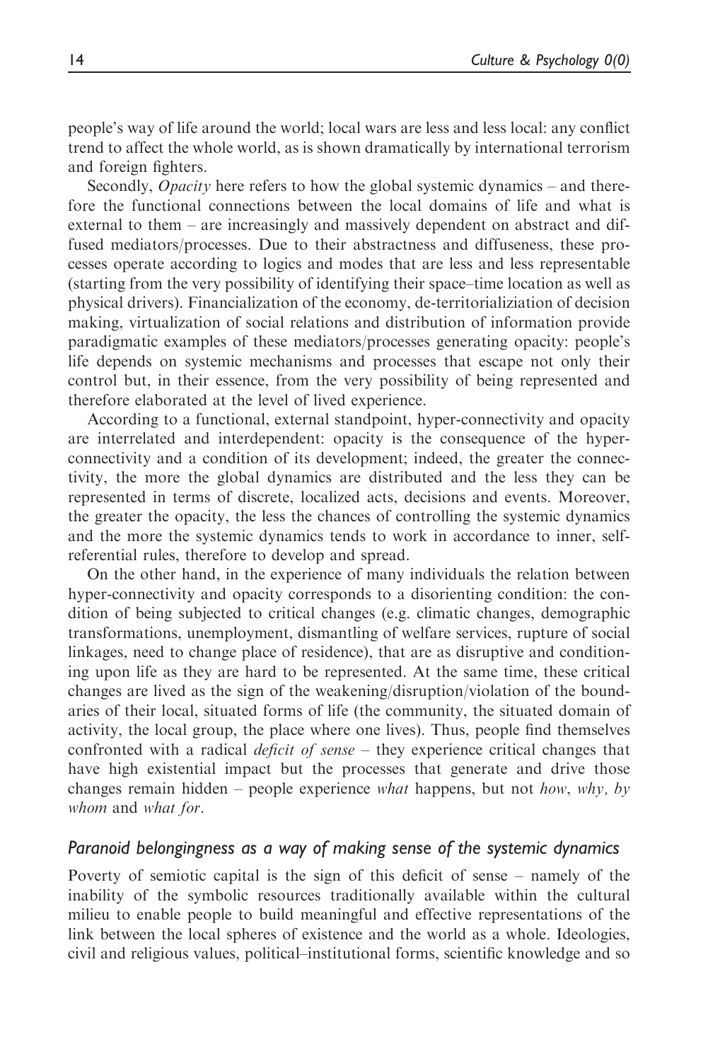people's way of life around the world; local wars are less and less local: any conflict trend to affect the whole world, as is shown dramatically by international terrorism and foreign fighters.

Secondly, *Opacity* here refers to how the global systemic dynamics – and therefore the functional connections between the local domains of life and what is external to them – are increasingly and massively dependent on abstract and diffused mediators/processes. Due to their abstractness and diffuseness, these processes operate according to logics and modes that are less and less representable (starting from the very possibility of identifying their space–time location as well as physical drivers). Financialization of the economy, de-territorializiation of decision making, virtualization of social relations and distribution of information provide paradigmatic examples of these mediators/processes generating opacity: people's life depends on systemic mechanisms and processes that escape not only their control but, in their essence, from the very possibility of being represented and therefore elaborated at the level of lived experience.

According to a functional, external standpoint, hyper-connectivity and opacity are interrelated and interdependent: opacity is the consequence of the hyper-connectivity and a condition of its development; indeed, the greater the connectivity, the more the global dynamics are distributed and the less they can be represented in terms of discrete, localized acts, decisions and events. Moreover, the greater the opacity, the less the chances of controlling the systemic dynamics and the more the systemic dynamics tends to work in accordance to inner, self-referential rules, therefore to develop and spread.

On the other hand, in the experience of many individuals the relation between hyper-connectivity and opacity corresponds to a disorienting condition: the condition of being subjected to critical changes (e.g. climatic changes, demographic transformations, unemployment, dismantling of welfare services, rupture of social linkages, need to change place of residence), that are as disruptive and conditioning upon life as they are hard to be represented. At the same time, these critical changes are lived as the sign of the weakening/disruption/violation of the boundaries of their local, situated forms of life (the community, the situated domain of activity, the local group, the place where one lives). Thus, people find themselves confronted with a radical *deficit of sense* – they experience critical changes that have high existential impact but the processes that generate and drive those changes remain hidden – people experience *what* happens, but not *how*, *why, by whom* and *what for*.

## *Paranoid belongingness as a way of making sense of the systemic dynamics*

Poverty of semiotic capital is the sign of this deficit of sense – namely of the inability of the symbolic resources traditionally available within the cultural milieu to enable people to build meaningful and effective representations of the link between the local spheres of existence and the world as a whole. Ideologies, civil and religious values, political–institutional forms, scientific knowledge and so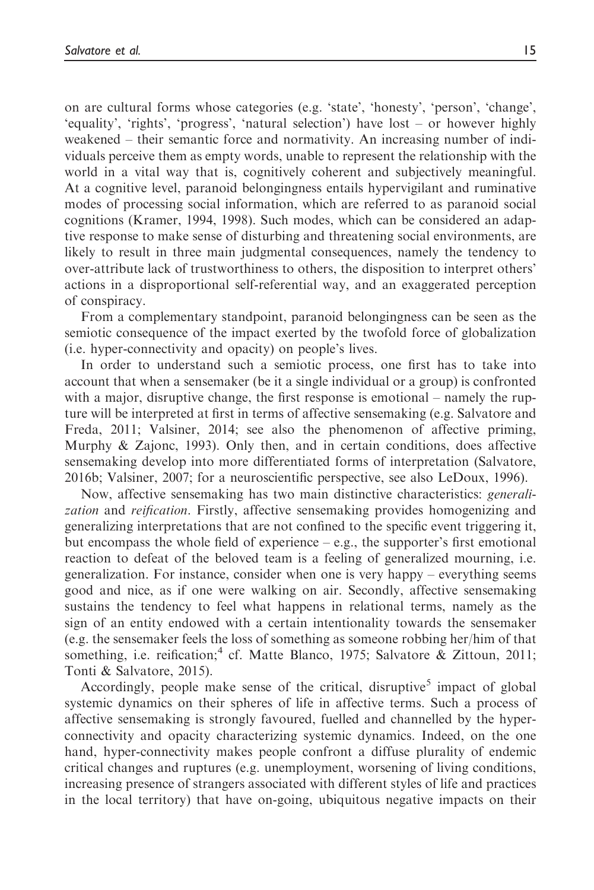on are cultural forms whose categories (e.g. 'state', 'honesty', 'person', 'change', 'equality', 'rights', 'progress', 'natural selection') have lost – or however highly weakened – their semantic force and normativity. An increasing number of individuals perceive them as empty words, unable to represent the relationship with the world in a vital way that is, cognitively coherent and subjectively meaningful. At a cognitive level, paranoid belongingness entails hypervigilant and ruminative modes of processing social information, which are referred to as paranoid social cognitions (Kramer, 1994, 1998). Such modes, which can be considered an adaptive response to make sense of disturbing and threatening social environments, are likely to result in three main judgmental consequences, namely the tendency to over-attribute lack of trustworthiness to others, the disposition to interpret others' actions in a disproportional self-referential way, and an exaggerated perception of conspiracy.

From a complementary standpoint, paranoid belongingness can be seen as the semiotic consequence of the impact exerted by the twofold force of globalization (i.e. hyper-connectivity and opacity) on people's lives.

In order to understand such a semiotic process, one first has to take into account that when a sensemaker (be it a single individual or a group) is confronted with a major, disruptive change, the first response is emotional – namely the rupture will be interpreted at first in terms of affective sensemaking (e.g. Salvatore and Freda, 2011; Valsiner, 2014; see also the phenomenon of affective priming, Murphy & Zajonc, 1993). Only then, and in certain conditions, does affective sensemaking develop into more differentiated forms of interpretation (Salvatore, 2016b; Valsiner, 2007; for a neuroscientific perspective, see also LeDoux, 1996).

Now, affective sensemaking has two main distinctive characteristics: *generalization* and *reification*. Firstly, affective sensemaking provides homogenizing and generalizing interpretations that are not confined to the specific event triggering it, but encompass the whole field of experience – e.g., the supporter's first emotional reaction to defeat of the beloved team is a feeling of generalized mourning, i.e. generalization. For instance, consider when one is very happy – everything seems good and nice, as if one were walking on air. Secondly, affective sensemaking sustains the tendency to feel what happens in relational terms, namely as the sign of an entity endowed with a certain intentionality towards the sensemaker (e.g. the sensemaker feels the loss of something as someone robbing her/him of that something, i.e. reification;[4] cf. Matte Blanco, 1975; Salvatore & Zittoun, 2011; Tonti & Salvatore, 2015).

Accordingly, people make sense of the critical, disruptive[5] impact of global systemic dynamics on their spheres of life in affective terms. Such a process of affective sensemaking is strongly favoured, fuelled and channelled by the hyper-connectivity and opacity characterizing systemic dynamics. Indeed, on the one hand, hyper-connectivity makes people confront a diffuse plurality of endemic critical changes and ruptures (e.g. unemployment, worsening of living conditions, increasing presence of strangers associated with different styles of life and practices in the local territory) that have on-going, ubiquitous negative impacts on their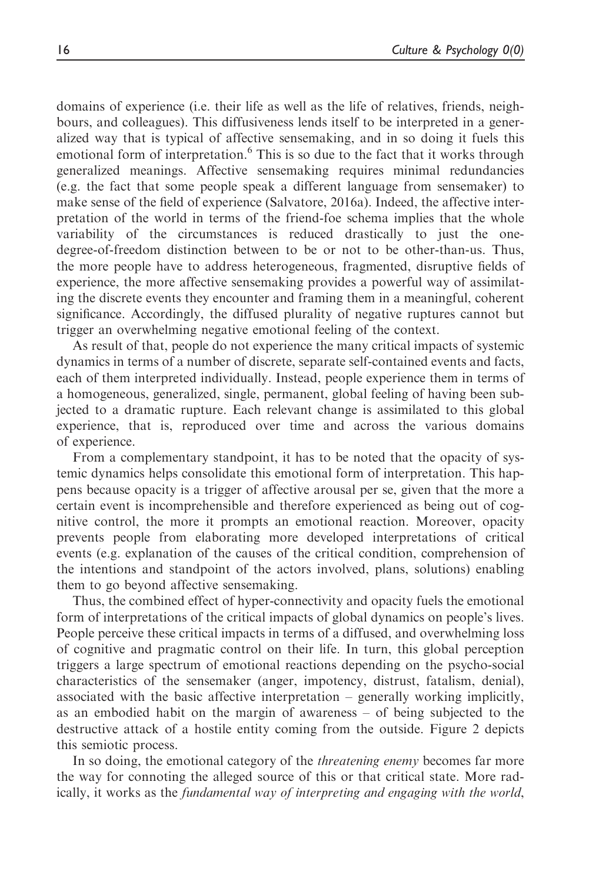domains of experience (i.e. their life as well as the life of relatives, friends, neighbours, and colleagues). This diffusiveness lends itself to be interpreted in a generalized way that is typical of affective sensemaking, and in so doing it fuels this emotional form of interpretation.[6] This is so due to the fact that it works through generalized meanings. Affective sensemaking requires minimal redundancies (e.g. the fact that some people speak a different language from sensemaker) to make sense of the field of experience (Salvatore, 2016a). Indeed, the affective interpretation of the world in terms of the friend-foe schema implies that the whole variability of the circumstances is reduced drastically to just the one-degree-of-freedom distinction between to be or not to be other-than-us. Thus, the more people have to address heterogeneous, fragmented, disruptive fields of experience, the more affective sensemaking provides a powerful way of assimilating the discrete events they encounter and framing them in a meaningful, coherent significance. Accordingly, the diffused plurality of negative ruptures cannot but trigger an overwhelming negative emotional feeling of the context.

As result of that, people do not experience the many critical impacts of systemic dynamics in terms of a number of discrete, separate self-contained events and facts, each of them interpreted individually. Instead, people experience them in terms of a homogeneous, generalized, single, permanent, global feeling of having been subjected to a dramatic rupture. Each relevant change is assimilated to this global experience, that is, reproduced over time and across the various domains of experience.

From a complementary standpoint, it has to be noted that the opacity of systemic dynamics helps consolidate this emotional form of interpretation. This happens because opacity is a trigger of affective arousal per se, given that the more a certain event is incomprehensible and therefore experienced as being out of cognitive control, the more it prompts an emotional reaction. Moreover, opacity prevents people from elaborating more developed interpretations of critical events (e.g. explanation of the causes of the critical condition, comprehension of the intentions and standpoint of the actors involved, plans, solutions) enabling them to go beyond affective sensemaking.

Thus, the combined effect of hyper-connectivity and opacity fuels the emotional form of interpretations of the critical impacts of global dynamics on people's lives. People perceive these critical impacts in terms of a diffused, and overwhelming loss of cognitive and pragmatic control on their life. In turn, this global perception triggers a large spectrum of emotional reactions depending on the psycho-social characteristics of the sensemaker (anger, impotency, distrust, fatalism, denial), associated with the basic affective interpretation – generally working implicitly, as an embodied habit on the margin of awareness – of being subjected to the destructive attack of a hostile entity coming from the outside. Figure 2 depicts this semiotic process.

In so doing, the emotional category of the *threatening enemy* becomes far more the way for connoting the alleged source of this or that critical state. More radically, it works as the *fundamental way of interpreting and engaging with the world*,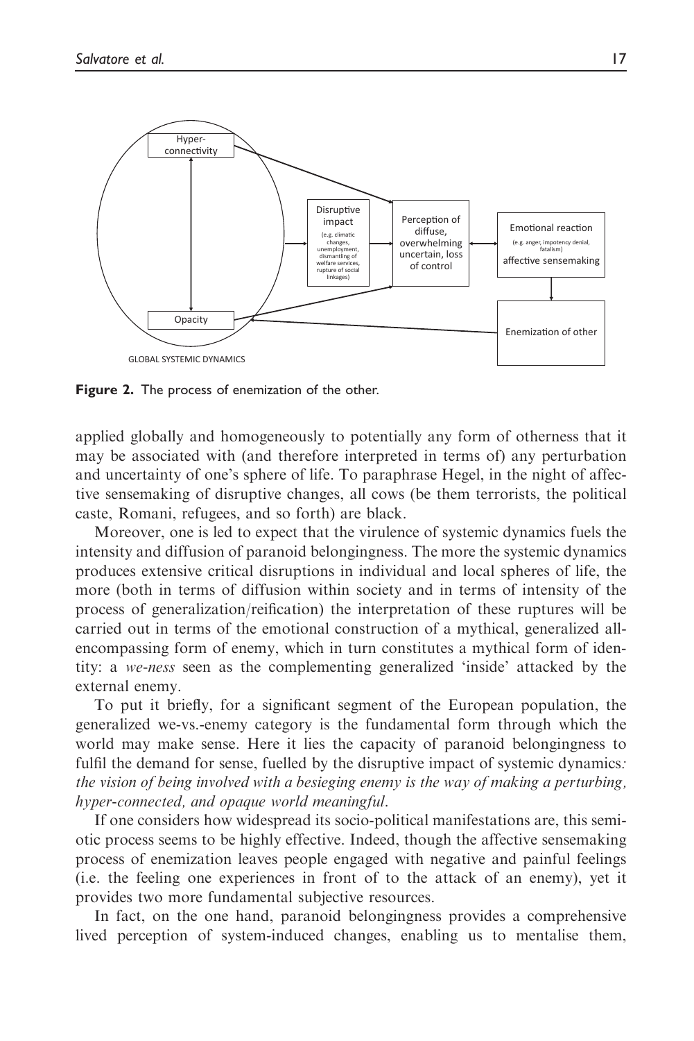Hyper-connectivity

Opacity

GLOBAL SYSTEMIC DYNAMICS

Disruptive impact (e.g. climatic changes, unemployment, dismantling of welfare services, rupture of social linkages)

Perception of diffuse, overwhelming uncertain, loss of control

Emotional reaction (e.g. anger, impotency denial, fatalism) affective sensemaking

Enemization of other

**Figure 2.** The process of enemization of the other.

applied globally and homogeneously to potentially any form of otherness that it may be associated with (and therefore interpreted in terms of) any perturbation and uncertainty of one's sphere of life. To paraphrase Hegel, in the night of affective sensemaking of disruptive changes, all cows (be them terrorists, the political caste, Romani, refugees, and so forth) are black.

Moreover, one is led to expect that the virulence of systemic dynamics fuels the intensity and diffusion of paranoid belongingness. The more the systemic dynamics produces extensive critical disruptions in individual and local spheres of life, the more (both in terms of diffusion within society and in terms of intensity of the process of generalization/reification) the interpretation of these ruptures will be carried out in terms of the emotional construction of a mythical, generalized all-encompassing form of enemy, which in turn constitutes a mythical form of identity: a *we-ness* seen as the complementing generalized 'inside' attacked by the external enemy.

To put it briefly, for a significant segment of the European population, the generalized we-vs.-enemy category is the fundamental form through which the world may make sense. Here it lies the capacity of paranoid belongingness to fulfil the demand for sense, fuelled by the disruptive impact of systemic dynamics*: the vision of being involved with a besieging enemy is the way of making a perturbing, hyper-connected, and opaque world meaningful*.

If one considers how widespread its socio-political manifestations are, this semiotic process seems to be highly effective. Indeed, though the affective sensemaking process of enemization leaves people engaged with negative and painful feelings (i.e. the feeling one experiences in front of to the attack of an enemy), yet it provides two more fundamental subjective resources.

In fact, on the one hand, paranoid belongingness provides a comprehensive lived perception of system-induced changes, enabling us to mentalise them,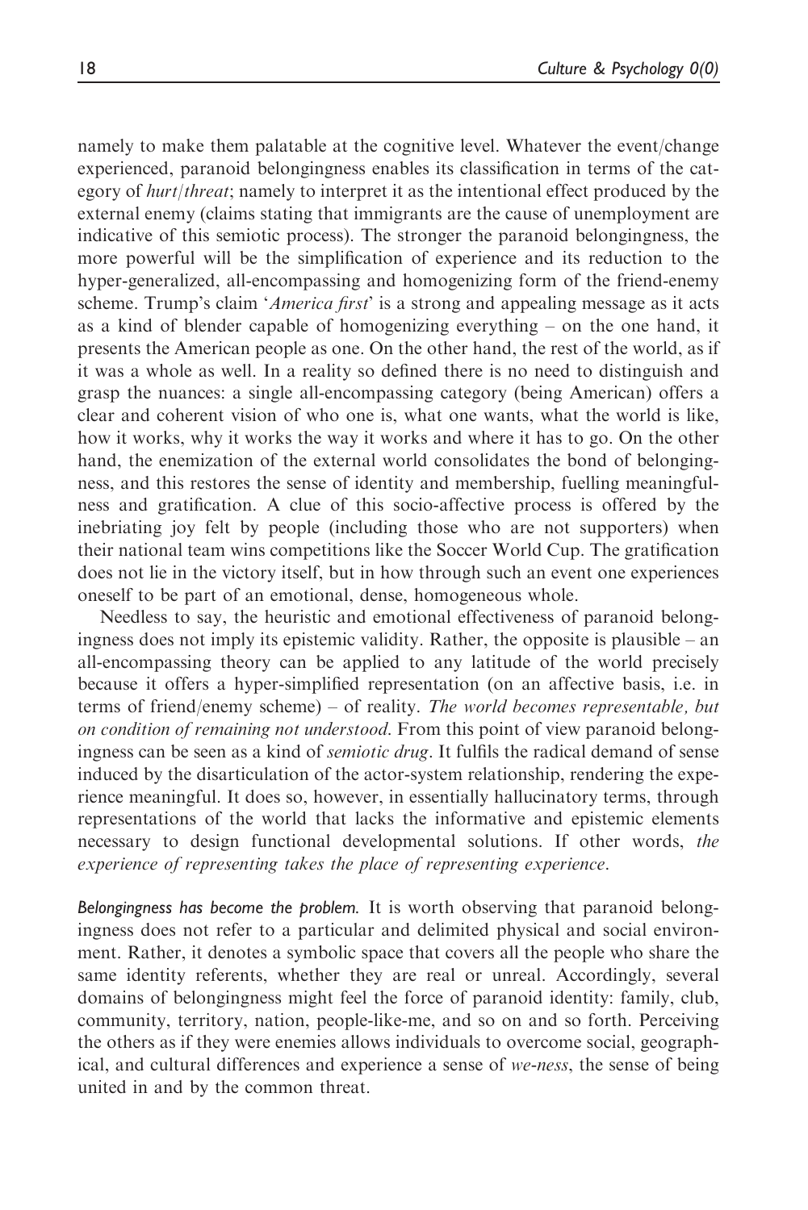namely to make them palatable at the cognitive level. Whatever the event/change experienced, paranoid belongingness enables its classification in terms of the category of *hurt/threat*; namely to interpret it as the intentional effect produced by the external enemy (claims stating that immigrants are the cause of unemployment are indicative of this semiotic process). The stronger the paranoid belongingness, the more powerful will be the simplification of experience and its reduction to the hyper-generalized, all-encompassing and homogenizing form of the friend-enemy scheme. Trump's claim '*America first*' is a strong and appealing message as it acts as a kind of blender capable of homogenizing everything – on the one hand, it presents the American people as one. On the other hand, the rest of the world, as if it was a whole as well. In a reality so defined there is no need to distinguish and grasp the nuances: a single all-encompassing category (being American) offers a clear and coherent vision of who one is, what one wants, what the world is like, how it works, why it works the way it works and where it has to go. On the other hand, the enemization of the external world consolidates the bond of belongingness, and this restores the sense of identity and membership, fuelling meaningfulness and gratification. A clue of this socio-affective process is offered by the inebriating joy felt by people (including those who are not supporters) when their national team wins competitions like the Soccer World Cup. The gratification does not lie in the victory itself, but in how through such an event one experiences oneself to be part of an emotional, dense, homogeneous whole.

Needless to say, the heuristic and emotional effectiveness of paranoid belongingness does not imply its epistemic validity. Rather, the opposite is plausible – an all-encompassing theory can be applied to any latitude of the world precisely because it offers a hyper-simplified representation (on an affective basis, i.e. in terms of friend/enemy scheme) – of reality. *The world becomes representable, but on condition of remaining not understood.* From this point of view paranoid belongingness can be seen as a kind of *semiotic drug*. It fulfils the radical demand of sense induced by the disarticulation of the actor-system relationship, rendering the experience meaningful. It does so, however, in essentially hallucinatory terms, through representations of the world that lacks the informative and epistemic elements necessary to design functional developmental solutions. If other words, *the experience of representing takes the place of representing experience*.

*Belongingness has become the problem.* It is worth observing that paranoid belongingness does not refer to a particular and delimited physical and social environment. Rather, it denotes a symbolic space that covers all the people who share the same identity referents, whether they are real or unreal. Accordingly, several domains of belongingness might feel the force of paranoid identity: family, club, community, territory, nation, people-like-me, and so on and so forth. Perceiving the others as if they were enemies allows individuals to overcome social, geographical, and cultural differences and experience a sense of *we-ness*, the sense of being united in and by the common threat.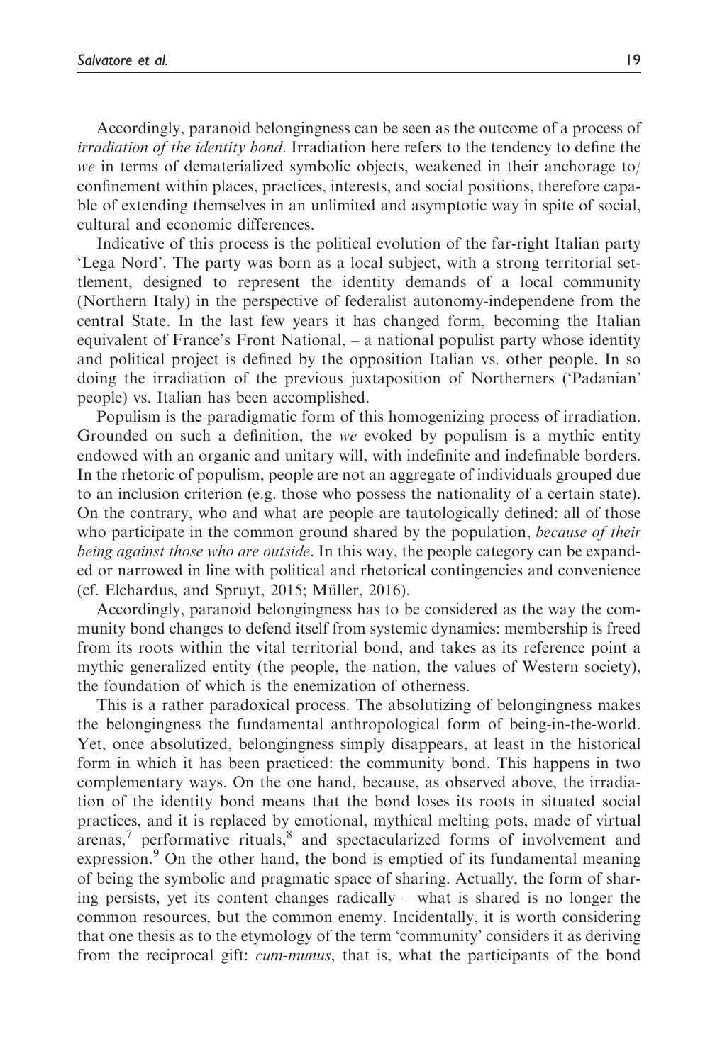Accordingly, paranoid belongingness can be seen as the outcome of a process of *irradiation of the identity bond*. Irradiation here refers to the tendency to define the *we* in terms of dematerialized symbolic objects, weakened in their anchorage to/confinement within places, practices, interests, and social positions, therefore capable of extending themselves in an unlimited and asymptotic way in spite of social, cultural and economic differences.

Indicative of this process is the political evolution of the far-right Italian party 'Lega Nord'. The party was born as a local subject, with a strong territorial settlement, designed to represent the identity demands of a local community (Northern Italy) in the perspective of federalist autonomy-independene from the central State. In the last few years it has changed form, becoming the Italian equivalent of France's Front National, – a national populist party whose identity and political project is defined by the opposition Italian vs. other people. In so doing the irradiation of the previous juxtaposition of Northerners ('Padanian' people) vs. Italian has been accomplished.

Populism is the paradigmatic form of this homogenizing process of irradiation. Grounded on such a definition, the *we* evoked by populism is a mythic entity endowed with an organic and unitary will, with indefinite and indefinable borders. In the rhetoric of populism, people are not an aggregate of individuals grouped due to an inclusion criterion (e.g. those who possess the nationality of a certain state). On the contrary, who and what are people are tautologically defined: all of those who participate in the common ground shared by the population, *because of their being against those who are outside*. In this way, the people category can be expanded or narrowed in line with political and rhetorical contingencies and convenience (cf. Elchardus, and Spruyt, 2015; Müller, 2016).

Accordingly, paranoid belongingness has to be considered as the way the community bond changes to defend itself from systemic dynamics: membership is freed from its roots within the vital territorial bond, and takes as its reference point a mythic generalized entity (the people, the nation, the values of Western society), the foundation of which is the enemization of otherness.

This is a rather paradoxical process. The absolutizing of belongingness makes the belongingness the fundamental anthropological form of being-in-the-world. Yet, once absolutized, belongingness simply disappears, at least in the historical form in which it has been practiced: the community bond. This happens in two complementary ways. On the one hand, because, as observed above, the irradiation of the identity bond means that the bond loses its roots in situated social practices, and it is replaced by emotional, mythical melting pots, made of virtual arenas,[7] performative rituals,[8] and spectacularized forms of involvement and expression.[9] On the other hand, the bond is emptied of its fundamental meaning of being the symbolic and pragmatic space of sharing. Actually, the form of sharing persists, yet its content changes radically – what is shared is no longer the common resources, but the common enemy. Incidentally, it is worth considering that one thesis as to the etymology of the term 'community' considers it as deriving from the reciprocal gift: *cum-munus*, that is, what the participants of the bond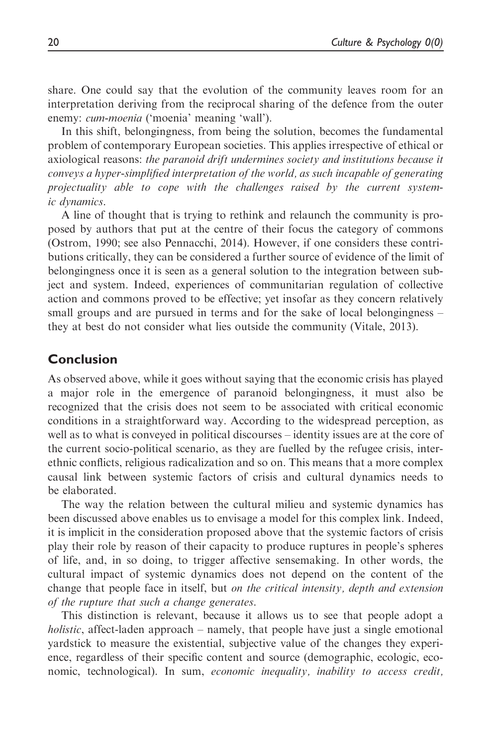share. One could say that the evolution of the community leaves room for an interpretation deriving from the reciprocal sharing of the defence from the outer enemy: *cum-moenia* ('moenia' meaning 'wall').

In this shift, belongingness, from being the solution, becomes the fundamental problem of contemporary European societies. This applies irrespective of ethical or axiological reasons: *the paranoid drift undermines society and institutions because it conveys a hyper-simplified interpretation of the world, as such incapable of generating projectuality able to cope with the challenges raised by the current systemic dynamics*.

A line of thought that is trying to rethink and relaunch the community is proposed by authors that put at the centre of their focus the category of commons (Ostrom, 1990; see also Pennacchi, 2014). However, if one considers these contributions critically, they can be considered a further source of evidence of the limit of belongingness once it is seen as a general solution to the integration between subject and system. Indeed, experiences of communitarian regulation of collective action and commons proved to be effective; yet insofar as they concern relatively small groups and are pursued in terms and for the sake of local belongingness – they at best do not consider what lies outside the community (Vitale, 2013).

## Conclusion

As observed above, while it goes without saying that the economic crisis has played a major role in the emergence of paranoid belongingness, it must also be recognized that the crisis does not seem to be associated with critical economic conditions in a straightforward way. According to the widespread perception, as well as to what is conveyed in political discourses – identity issues are at the core of the current socio-political scenario, as they are fuelled by the refugee crisis, interethnic conflicts, religious radicalization and so on. This means that a more complex causal link between systemic factors of crisis and cultural dynamics needs to be elaborated.

The way the relation between the cultural milieu and systemic dynamics has been discussed above enables us to envisage a model for this complex link. Indeed, it is implicit in the consideration proposed above that the systemic factors of crisis play their role by reason of their capacity to produce ruptures in people's spheres of life, and, in so doing, to trigger affective sensemaking. In other words, the cultural impact of systemic dynamics does not depend on the content of the change that people face in itself, but *on the critical intensity, depth and extension of the rupture that such a change generates*.

This distinction is relevant, because it allows us to see that people adopt a *holistic*, affect-laden approach – namely, that people have just a single emotional yardstick to measure the existential, subjective value of the changes they experience, regardless of their specific content and source (demographic, ecologic, economic, technological). In sum, *economic inequality, inability to access credit,*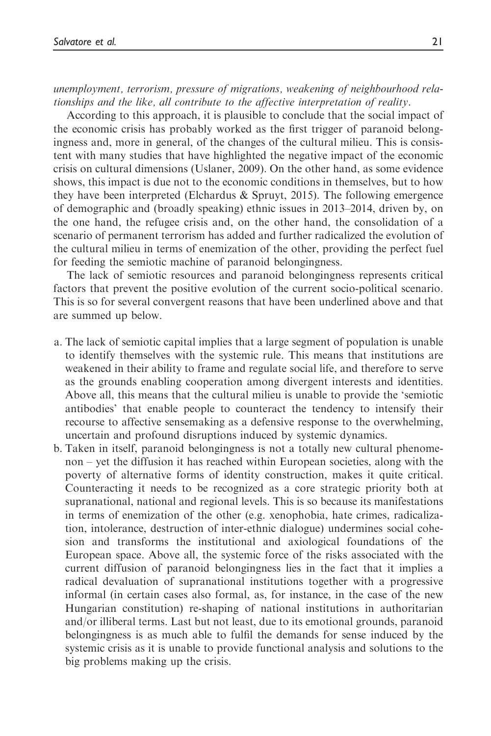*unemployment, terrorism, pressure of migrations, weakening of neighbourhood relationships and the like, all contribute to the affective interpretation of reality*.

According to this approach, it is plausible to conclude that the social impact of the economic crisis has probably worked as the first trigger of paranoid belongingness and, more in general, of the changes of the cultural milieu. This is consistent with many studies that have highlighted the negative impact of the economic crisis on cultural dimensions (Uslaner, 2009). On the other hand, as some evidence shows, this impact is due not to the economic conditions in themselves, but to how they have been interpreted (Elchardus & Spruyt, 2015). The following emergence of demographic and (broadly speaking) ethnic issues in 2013–2014, driven by, on the one hand, the refugee crisis and, on the other hand, the consolidation of a scenario of permanent terrorism has added and further radicalized the evolution of the cultural milieu in terms of enemization of the other, providing the perfect fuel for feeding the semiotic machine of paranoid belongingness.

The lack of semiotic resources and paranoid belongingness represents critical factors that prevent the positive evolution of the current socio-political scenario. This is so for several convergent reasons that have been underlined above and that are summed up below.

a. The lack of semiotic capital implies that a large segment of population is unable to identify themselves with the systemic rule. This means that institutions are weakened in their ability to frame and regulate social life, and therefore to serve as the grounds enabling cooperation among divergent interests and identities. Above all, this means that the cultural milieu is unable to provide the 'semiotic antibodies' that enable people to counteract the tendency to intensify their recourse to affective sensemaking as a defensive response to the overwhelming, uncertain and profound disruptions induced by systemic dynamics.
b. Taken in itself, paranoid belongingness is not a totally new cultural phenomenon – yet the diffusion it has reached within European societies, along with the poverty of alternative forms of identity construction, makes it quite critical. Counteracting it needs to be recognized as a core strategic priority both at supranational, national and regional levels. This is so because its manifestations in terms of enemization of the other (e.g. xenophobia, hate crimes, radicalization, intolerance, destruction of inter-ethnic dialogue) undermines social cohesion and transforms the institutional and axiological foundations of the European space. Above all, the systemic force of the risks associated with the current diffusion of paranoid belongingness lies in the fact that it implies a radical devaluation of supranational institutions together with a progressive informal (in certain cases also formal, as, for instance, in the case of the new Hungarian constitution) re-shaping of national institutions in authoritarian and/or illiberal terms. Last but not least, due to its emotional grounds, paranoid belongingness is as much able to fulfil the demands for sense induced by the systemic crisis as it is unable to provide functional analysis and solutions to the big problems making up the crisis.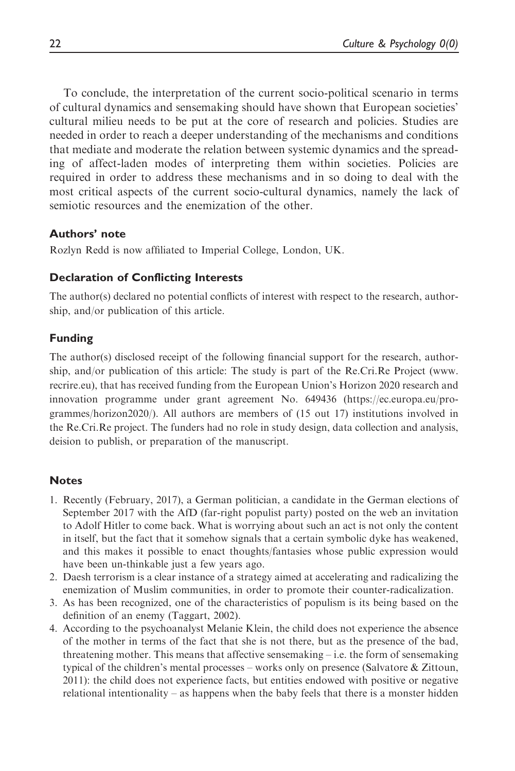To conclude, the interpretation of the current socio-political scenario in terms of cultural dynamics and sensemaking should have shown that European societies' cultural milieu needs to be put at the core of research and policies. Studies are needed in order to reach a deeper understanding of the mechanisms and conditions that mediate and moderate the relation between systemic dynamics and the spreading of affect-laden modes of interpreting them within societies. Policies are required in order to address these mechanisms and in so doing to deal with the most critical aspects of the current socio-cultural dynamics, namely the lack of semiotic resources and the enemization of the other.

## Authors' note

Rozlyn Redd is now affiliated to Imperial College, London, UK.

## Declaration of Conflicting Interests

The author(s) declared no potential conflicts of interest with respect to the research, authorship, and/or publication of this article.

## Funding

The author(s) disclosed receipt of the following financial support for the research, authorship, and/or publication of this article: The study is part of the Re.Cri.Re Project (www.recrire.eu), that has received funding from the European Union's Horizon 2020 research and innovation programme under grant agreement No. 649436 (https://ec.europa.eu/programmes/horizon2020/). All authors are members of (15 out 17) institutions involved in the Re.Cri.Re project. The funders had no role in study design, data collection and analysis, deision to publish, or preparation of the manuscript.

## Notes

1. Recently (February, 2017), a German politician, a candidate in the German elections of September 2017 with the AfD (far-right populist party) posted on the web an invitation to Adolf Hitler to come back. What is worrying about such an act is not only the content in itself, but the fact that it somehow signals that a certain symbolic dyke has weakened, and this makes it possible to enact thoughts/fantasies whose public expression would have been un-thinkable just a few years ago.
2. Daesh terrorism is a clear instance of a strategy aimed at accelerating and radicalizing the enemization of Muslim communities, in order to promote their counter-radicalization.
3. As has been recognized, one of the characteristics of populism is its being based on the definition of an enemy (Taggart, 2002).
4. According to the psychoanalyst Melanie Klein, the child does not experience the absence of the mother in terms of the fact that she is not there, but as the presence of the bad, threatening mother. This means that affective sensemaking – i.e. the form of sensemaking typical of the children's mental processes – works only on presence (Salvatore & Zittoun, 2011): the child does not experience facts, but entities endowed with positive or negative relational intentionality – as happens when the baby feels that there is a monster hidden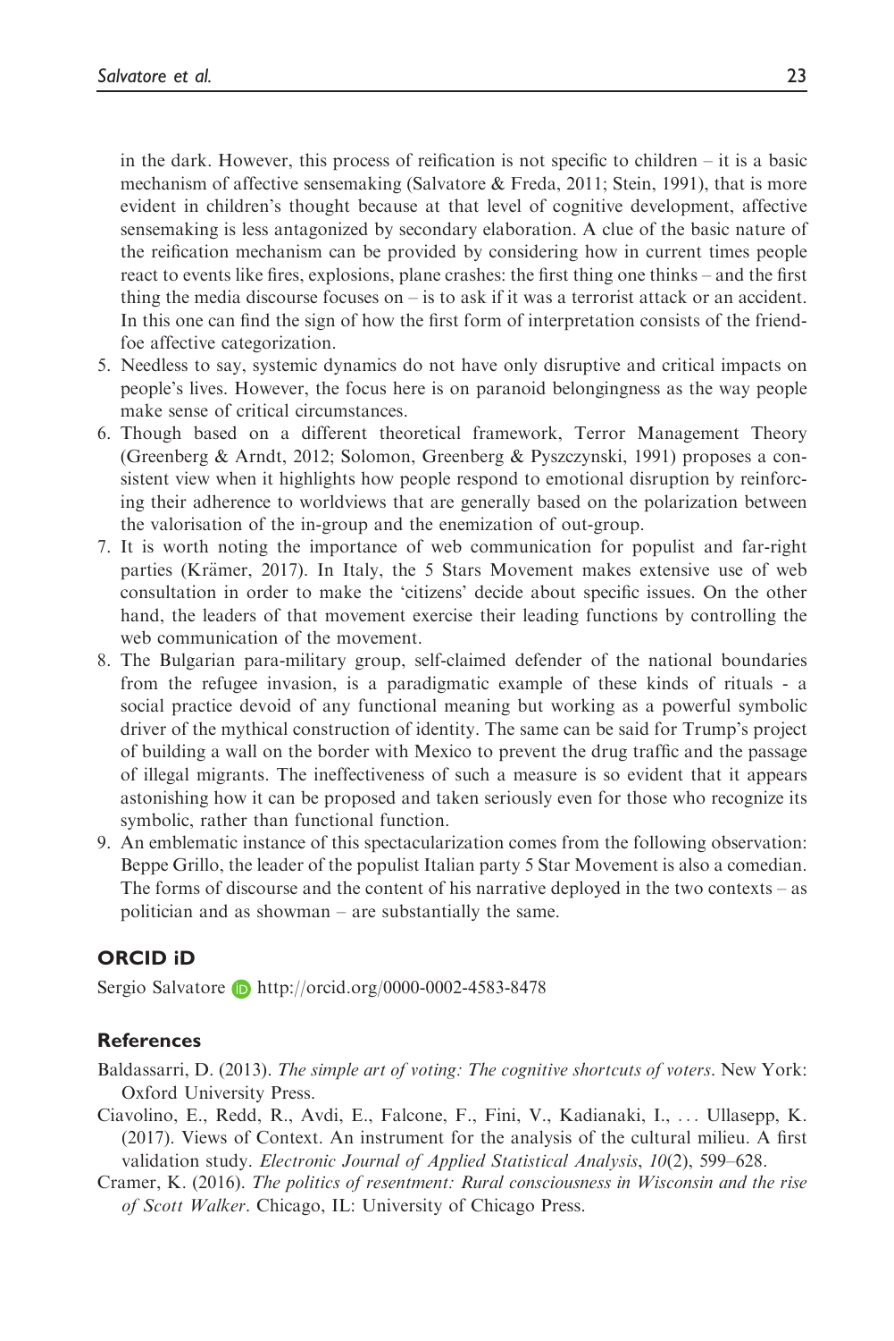in the dark. However, this process of reification is not specific to children – it is a basic mechanism of affective sensemaking (Salvatore & Freda, 2011; Stein, 1991), that is more evident in children's thought because at that level of cognitive development, affective sensemaking is less antagonized by secondary elaboration. A clue of the basic nature of the reification mechanism can be provided by considering how in current times people react to events like fires, explosions, plane crashes: the first thing one thinks – and the first thing the media discourse focuses on – is to ask if it was a terrorist attack or an accident. In this one can find the sign of how the first form of interpretation consists of the friend-foe affective categorization.

5. Needless to say, systemic dynamics do not have only disruptive and critical impacts on people's lives. However, the focus here is on paranoid belongingness as the way people make sense of critical circumstances.
6. Though based on a different theoretical framework, Terror Management Theory (Greenberg & Arndt, 2012; Solomon, Greenberg & Pyszczynski, 1991) proposes a consistent view when it highlights how people respond to emotional disruption by reinforcing their adherence to worldviews that are generally based on the polarization between the valorisation of the in-group and the enemization of out-group.
7. It is worth noting the importance of web communication for populist and far-right parties (Krämer, 2017). In Italy, the 5 Stars Movement makes extensive use of web consultation in order to make the 'citizens' decide about specific issues. On the other hand, the leaders of that movement exercise their leading functions by controlling the web communication of the movement.
8. The Bulgarian para-military group, self-claimed defender of the national boundaries from the refugee invasion, is a paradigmatic example of these kinds of rituals - a social practice devoid of any functional meaning but working as a powerful symbolic driver of the mythical construction of identity. The same can be said for Trump's project of building a wall on the border with Mexico to prevent the drug traffic and the passage of illegal migrants. The ineffectiveness of such a measure is so evident that it appears astonishing how it can be proposed and taken seriously even for those who recognize its symbolic, rather than functional function.
9. An emblematic instance of this spectacularization comes from the following observation: Beppe Grillo, the leader of the populist Italian party 5 Star Movement is also a comedian. The forms of discourse and the content of his narrative deployed in the two contexts – as politician and as showman – are substantially the same.

## ORCID iD

Sergio Salvatore http://orcid.org/0000-0002-4583-8478

## References

Baldassarri, D. (2013). *The simple art of voting: The cognitive shortcuts of voters*. New York: Oxford University Press.

Ciavolino, E., Redd, R., Avdi, E., Falcone, F., Fini, V., Kadianaki, I., ... Ullasepp, K. (2017). Views of Context. An instrument for the analysis of the cultural milieu. A first validation study. *Electronic Journal of Applied Statistical Analysis*, *10*(2), 599–628.

Cramer, K. (2016). *The politics of resentment: Rural consciousness in Wisconsin and the rise of Scott Walker*. Chicago, IL: University of Chicago Press.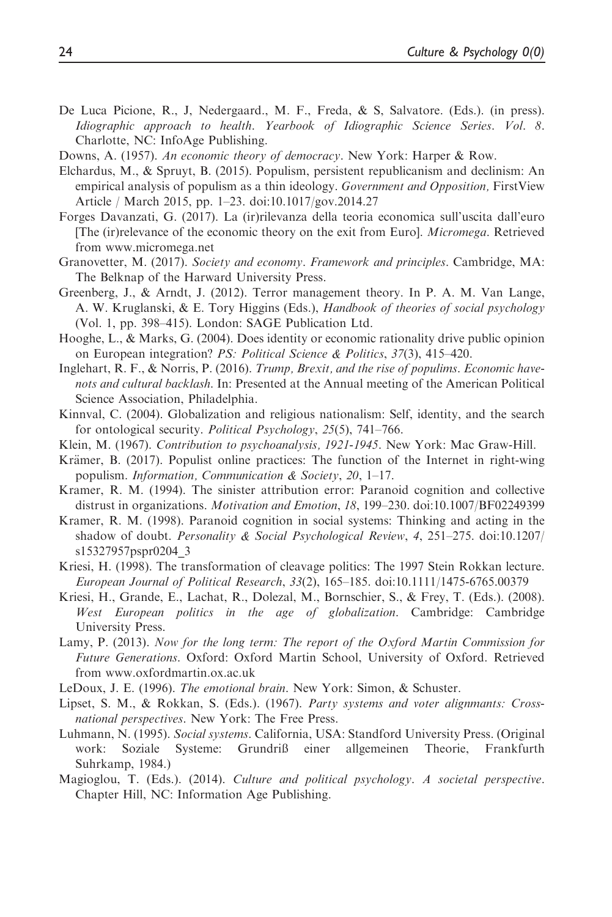De Luca Picione, R., J, Nedergaard., M. F., Freda, & S, Salvatore. (Eds.). (in press). *Idiographic approach to health. Yearbook of Idiographic Science Series. Vol. 8*. Charlotte, NC: InfoAge Publishing.

Downs, A. (1957). *An economic theory of democracy*. New York: Harper & Row.

Elchardus, M., & Spruyt, B. (2015). Populism, persistent republicanism and declinism: An empirical analysis of populism as a thin ideology. *Government and Opposition*, FirstView Article / March 2015, pp. 1–23. doi:10.1017/gov.2014.27

Forges Davanzati, G. (2017). La (ir)rilevanza della teoria economica sull'uscita dall'euro [The (ir)relevance of the economic theory on the exit from Euro]. *Micromega*. Retrieved from www.micromega.net

Granovetter, M. (2017). *Society and economy. Framework and principles*. Cambridge, MA: The Belknap of the Harward University Press.

Greenberg, J., & Arndt, J. (2012). Terror management theory. In P. A. M. Van Lange, A. W. Kruglanski, & E. Tory Higgins (Eds.), *Handbook of theories of social psychology* (Vol. 1, pp. 398–415). London: SAGE Publication Ltd.

Hooghe, L., & Marks, G. (2004). Does identity or economic rationality drive public opinion on European integration? *PS: Political Science & Politics*, *37*(3), 415–420.

Inglehart, R. F., & Norris, P. (2016). *Trump, Brexit, and the rise of populims. Economic have-nots and cultural backlash*. In: Presented at the Annual meeting of the American Political Science Association, Philadelphia.

Kinnval, C. (2004). Globalization and religious nationalism: Self, identity, and the search for ontological security. *Political Psychology*, *25*(5), 741–766.

Klein, M. (1967). *Contribution to psychoanalysis, 1921-1945*. New York: Mac Graw-Hill.

Krämer, B. (2017). Populist online practices: The function of the Internet in right-wing populism. *Information, Communication & Society*, *20*, 1–17.

Kramer, R. M. (1994). The sinister attribution error: Paranoid cognition and collective distrust in organizations. *Motivation and Emotion*, *18*, 199–230. doi:10.1007/BF02249399

Kramer, R. M. (1998). Paranoid cognition in social systems: Thinking and acting in the shadow of doubt. *Personality & Social Psychological Review*, *4*, 251–275. doi:10.1207/s15327957pspr0204_3

Kriesi, H. (1998). The transformation of cleavage politics: The 1997 Stein Rokkan lecture. *European Journal of Political Research*, *33*(2), 165–185. doi:10.1111/1475-6765.00379

Kriesi, H., Grande, E., Lachat, R., Dolezal, M., Bornschier, S., & Frey, T. (Eds.). (2008). *West European politics in the age of globalization*. Cambridge: Cambridge University Press.

Lamy, P. (2013). *Now for the long term: The report of the Oxford Martin Commission for Future Generations*. Oxford: Oxford Martin School, University of Oxford. Retrieved from www.oxfordmartin.ox.ac.uk

LeDoux, J. E. (1996). *The emotional brain*. New York: Simon, & Schuster.

Lipset, S. M., & Rokkan, S. (Eds.). (1967). *Party systems and voter alignmants: Cross-national perspectives*. New York: The Free Press.

Luhmann, N. (1995). *Social systems*. California, USA: Standford University Press. (Original work: Soziale Systeme: Grundriß einer allgemeinen Theorie, Frankfurth Suhrkamp, 1984.)

Magioglou, T. (Eds.). (2014). *Culture and political psychology. A societal perspective*. Chapter Hill, NC: Information Age Publishing.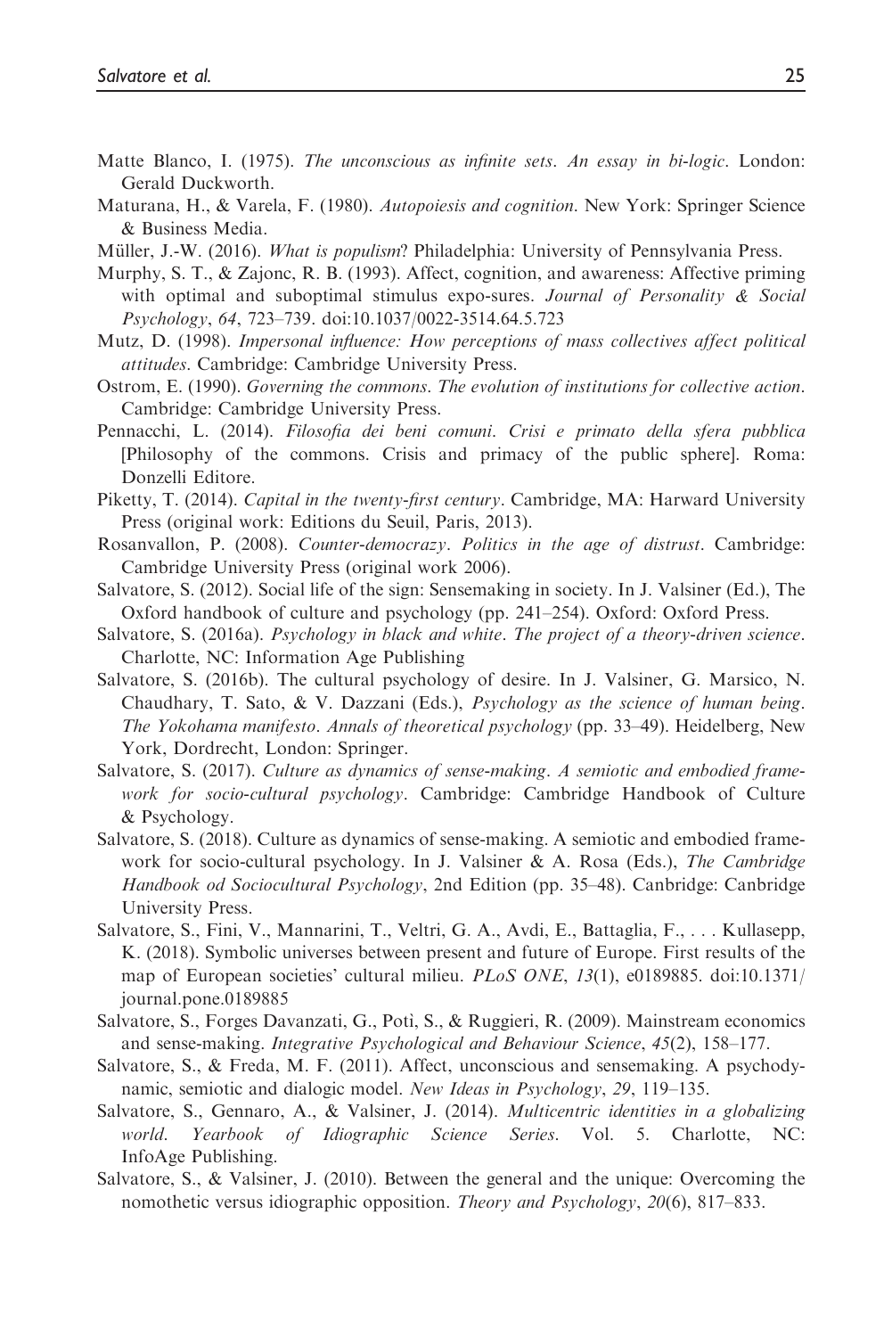Matte Blanco, I. (1975). *The unconscious as infinite sets. An essay in bi-logic*. London: Gerald Duckworth.

Maturana, H., & Varela, F. (1980). *Autopoiesis and cognition*. New York: Springer Science & Business Media.

Müller, J.-W. (2016). *What is populism*? Philadelphia: University of Pennsylvania Press.

Murphy, S. T., & Zajonc, R. B. (1993). Affect, cognition, and awareness: Affective priming with optimal and suboptimal stimulus expo-sures. *Journal of Personality & Social Psychology*, *64*, 723–739. doi:10.1037/0022-3514.64.5.723

Mutz, D. (1998). *Impersonal influence: How perceptions of mass collectives affect political attitudes*. Cambridge: Cambridge University Press.

Ostrom, E. (1990). *Governing the commons. The evolution of institutions for collective action*. Cambridge: Cambridge University Press.

Pennacchi, L. (2014). *Filosofia dei beni comuni. Crisi e primato della sfera pubblica* [Philosophy of the commons. Crisis and primacy of the public sphere]. Roma: Donzelli Editore.

Piketty, T. (2014). *Capital in the twenty-first century*. Cambridge, MA: Harward University Press (original work: Editions du Seuil, Paris, 2013).

Rosanvallon, P. (2008). *Counter-democrazy. Politics in the age of distrust*. Cambridge: Cambridge University Press (original work 2006).

Salvatore, S. (2012). Social life of the sign: Sensemaking in society. In J. Valsiner (Ed.), The Oxford handbook of culture and psychology (pp. 241–254). Oxford: Oxford Press.

Salvatore, S. (2016a). *Psychology in black and white. The project of a theory-driven science*. Charlotte, NC: Information Age Publishing

Salvatore, S. (2016b). The cultural psychology of desire. In J. Valsiner, G. Marsico, N. Chaudhary, T. Sato, & V. Dazzani (Eds.), *Psychology as the science of human being. The Yokohama manifesto*. *Annals of theoretical psychology* (pp. 33–49). Heidelberg, New York, Dordrecht, London: Springer.

Salvatore, S. (2017). *Culture as dynamics of sense-making. A semiotic and embodied framework for socio-cultural psychology*. Cambridge: Cambridge Handbook of Culture & Psychology.

Salvatore, S. (2018). Culture as dynamics of sense-making. A semiotic and embodied framework for socio-cultural psychology. In J. Valsiner & A. Rosa (Eds.), *The Cambridge Handbook od Sociocultural Psychology*, 2nd Edition (pp. 35–48). Canbridge: Canbridge University Press.

Salvatore, S., Fini, V., Mannarini, T., Veltri, G. A., Avdi, E., Battaglia, F., . . . Kullasepp, K. (2018). Symbolic universes between present and future of Europe. First results of the map of European societies' cultural milieu. *PLoS ONE*, *13*(1), e0189885. doi:10.1371/journal.pone.0189885

Salvatore, S., Forges Davanzati, G., Potì, S., & Ruggieri, R. (2009). Mainstream economics and sense-making. *Integrative Psychological and Behaviour Science*, *45*(2), 158–177.

Salvatore, S., & Freda, M. F. (2011). Affect, unconscious and sensemaking. A psychodynamic, semiotic and dialogic model. *New Ideas in Psychology*, *29*, 119–135.

Salvatore, S., Gennaro, A., & Valsiner, J. (2014). *Multicentric identities in a globalizing world*. *Yearbook of Idiographic Science Series*. Vol. 5. Charlotte, NC: InfoAge Publishing.

Salvatore, S., & Valsiner, J. (2010). Between the general and the unique: Overcoming the nomothetic versus idiographic opposition. *Theory and Psychology*, *20*(6), 817–833.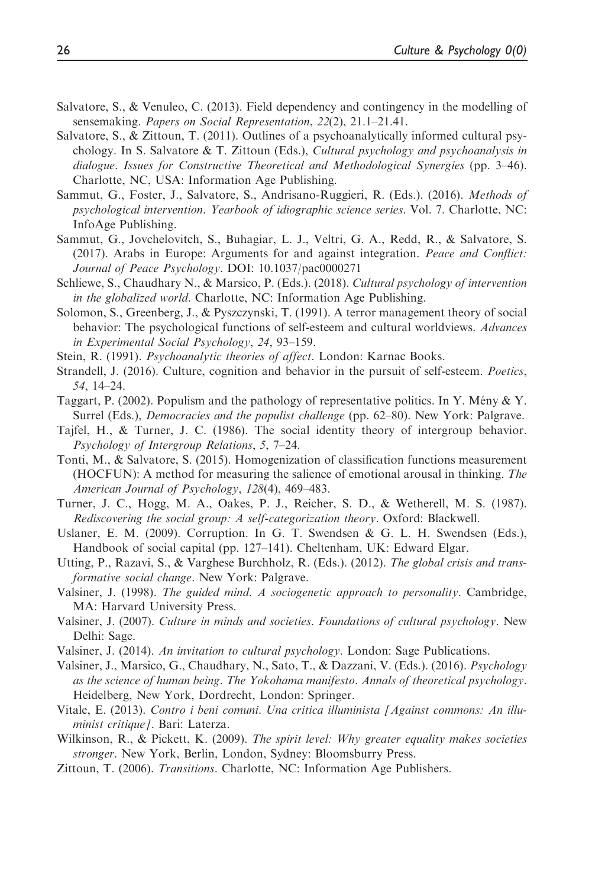Salvatore, S., & Venuleo, C. (2013). Field dependency and contingency in the modelling of sensemaking. *Papers on Social Representation*, *22*(2), 21.1–21.41.

Salvatore, S., & Zittoun, T. (2011). Outlines of a psychoanalytically informed cultural psychology. In S. Salvatore & T. Zittoun (Eds.), *Cultural psychology and psychoanalysis in dialogue. Issues for Constructive Theoretical and Methodological Synergies* (pp. 3–46). Charlotte, NC, USA: Information Age Publishing.

Sammut, G., Foster, J., Salvatore, S., Andrisano-Ruggieri, R. (Eds.). (2016). *Methods of psychological intervention. Yearbook of idiographic science series*. Vol. 7. Charlotte, NC: InfoAge Publishing.

Sammut, G., Jovchelovitch, S., Buhagiar, L. J., Veltri, G. A., Redd, R., & Salvatore, S. (2017). Arabs in Europe: Arguments for and against integration. *Peace and Conflict: Journal of Peace Psychology*. DOI: 10.1037/pac0000271

Schliewe, S., Chaudhary N., & Marsico, P. (Eds.). (2018). *Cultural psychology of intervention in the globalized world*. Charlotte, NC: Information Age Publishing.

Solomon, S., Greenberg, J., & Pyszczynski, T. (1991). A terror management theory of social behavior: The psychological functions of self-esteem and cultural worldviews. *Advances in Experimental Social Psychology*, *24*, 93–159.

Stein, R. (1991). *Psychoanalytic theories of affect*. London: Karnac Books.

Strandell, J. (2016). Culture, cognition and behavior in the pursuit of self-esteem. *Poetics*, *54*, 14–24.

Taggart, P. (2002). Populism and the pathology of representative politics. In Y. Mény & Y. Surrel (Eds.), *Democracies and the populist challenge* (pp. 62–80). New York: Palgrave.

Tajfel, H., & Turner, J. C. (1986). The social identity theory of intergroup behavior. *Psychology of Intergroup Relations*, *5*, 7–24.

Tonti, M., & Salvatore, S. (2015). Homogenization of classification functions measurement (HOCFUN): A method for measuring the salience of emotional arousal in thinking. *The American Journal of Psychology*, *128*(4), 469–483.

Turner, J. C., Hogg, M. A., Oakes, P. J., Reicher, S. D., & Wetherell, M. S. (1987). *Rediscovering the social group: A self-categorization theory*. Oxford: Blackwell.

Uslaner, E. M. (2009). Corruption. In G. T. Swendsen & G. L. H. Swendsen (Eds.), Handbook of social capital (pp. 127–141). Cheltenham, UK: Edward Elgar.

Utting, P., Razavi, S., & Varghese Burchholz, R. (Eds.). (2012). *The global crisis and transformative social change*. New York: Palgrave.

Valsiner, J. (1998). *The guided mind. A sociogenetic approach to personality*. Cambridge, MA: Harvard University Press.

Valsiner, J. (2007). *Culture in minds and societies. Foundations of cultural psychology*. New Delhi: Sage.

Valsiner, J. (2014). *An invitation to cultural psychology*. London: Sage Publications.

Valsiner, J., Marsico, G., Chaudhary, N., Sato, T., & Dazzani, V. (Eds.). (2016). *Psychology as the science of human being. The Yokohama manifesto. Annals of theoretical psychology*. Heidelberg, New York, Dordrecht, London: Springer.

Vitale, E. (2013). *Contro i beni comuni. Una critica illuminista [Against commons: An illuminist critique]*. Bari: Laterza.

Wilkinson, R., & Pickett, K. (2009). *The spirit level: Why greater equality makes societies stronger*. New York, Berlin, London, Sydney: Bloomsburry Press.

Zittoun, T. (2006). *Transitions*. Charlotte, NC: Information Age Publishers.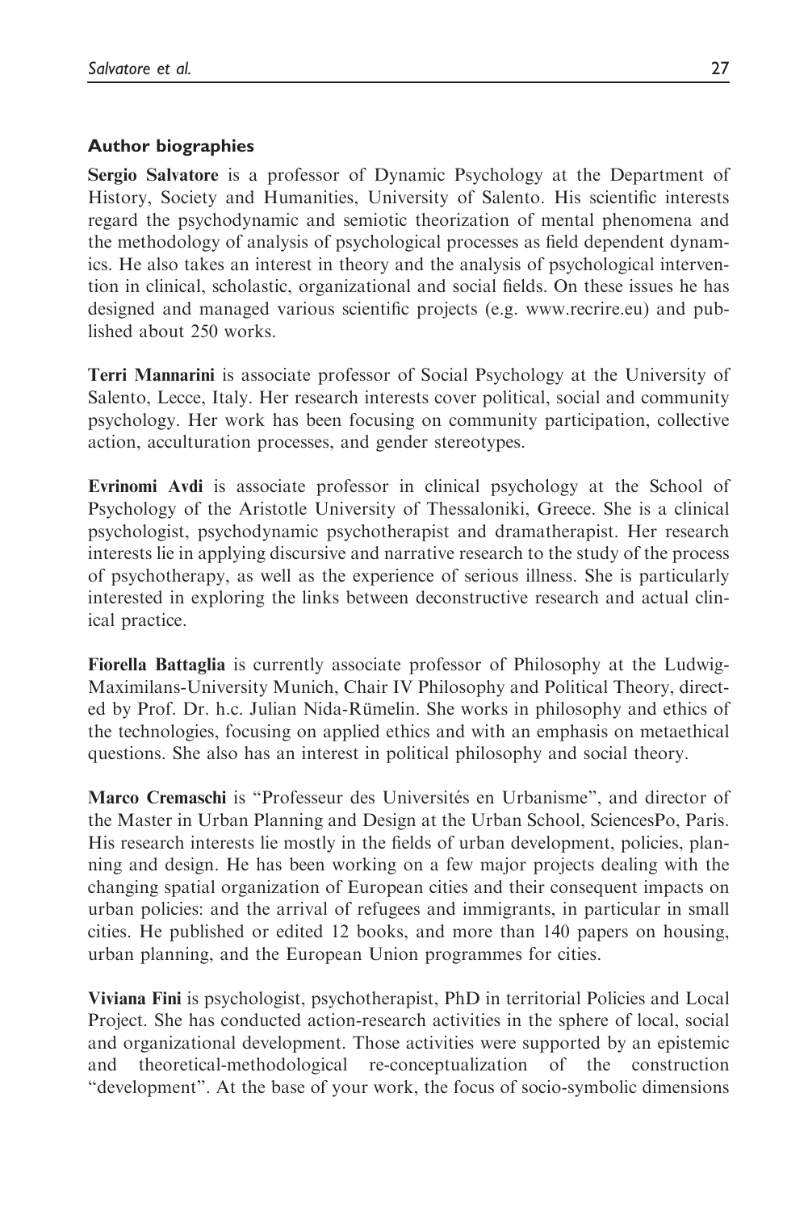### Author biographies

**Sergio Salvatore** is a professor of Dynamic Psychology at the Department of History, Society and Humanities, University of Salento. His scientific interests regard the psychodynamic and semiotic theorization of mental phenomena and the methodology of analysis of psychological processes as field dependent dynamics. He also takes an interest in theory and the analysis of psychological intervention in clinical, scholastic, organizational and social fields. On these issues he has designed and managed various scientific projects (e.g. www.recrire.eu) and published about 250 works.

**Terri Mannarini** is associate professor of Social Psychology at the University of Salento, Lecce, Italy. Her research interests cover political, social and community psychology. Her work has been focusing on community participation, collective action, acculturation processes, and gender stereotypes.

**Evrinomi Avdi** is associate professor in clinical psychology at the School of Psychology of the Aristotle University of Thessaloniki, Greece. She is a clinical psychologist, psychodynamic psychotherapist and dramatherapist. Her research interests lie in applying discursive and narrative research to the study of the process of psychotherapy, as well as the experience of serious illness. She is particularly interested in exploring the links between deconstructive research and actual clinical practice.

**Fiorella Battaglia** is currently associate professor of Philosophy at the Ludwig-Maximilans-University Munich, Chair IV Philosophy and Political Theory, directed by Prof. Dr. h.c. Julian Nida-Rümelin. She works in philosophy and ethics of the technologies, focusing on applied ethics and with an emphasis on metaethical questions. She also has an interest in political philosophy and social theory.

**Marco Cremaschi** is "Professeur des Universités en Urbanisme", and director of the Master in Urban Planning and Design at the Urban School, SciencesPo, Paris. His research interests lie mostly in the fields of urban development, policies, planning and design. He has been working on a few major projects dealing with the changing spatial organization of European cities and their consequent impacts on urban policies: and the arrival of refugees and immigrants, in particular in small cities. He published or edited 12 books, and more than 140 papers on housing, urban planning, and the European Union programmes for cities.

**Viviana Fini** is psychologist, psychotherapist, PhD in territorial Policies and Local Project. She has conducted action-research activities in the sphere of local, social and organizational development. Those activities were supported by an epistemic and theoretical-methodological re-conceptualization of the construction "development". At the base of your work, the focus of socio-symbolic dimensions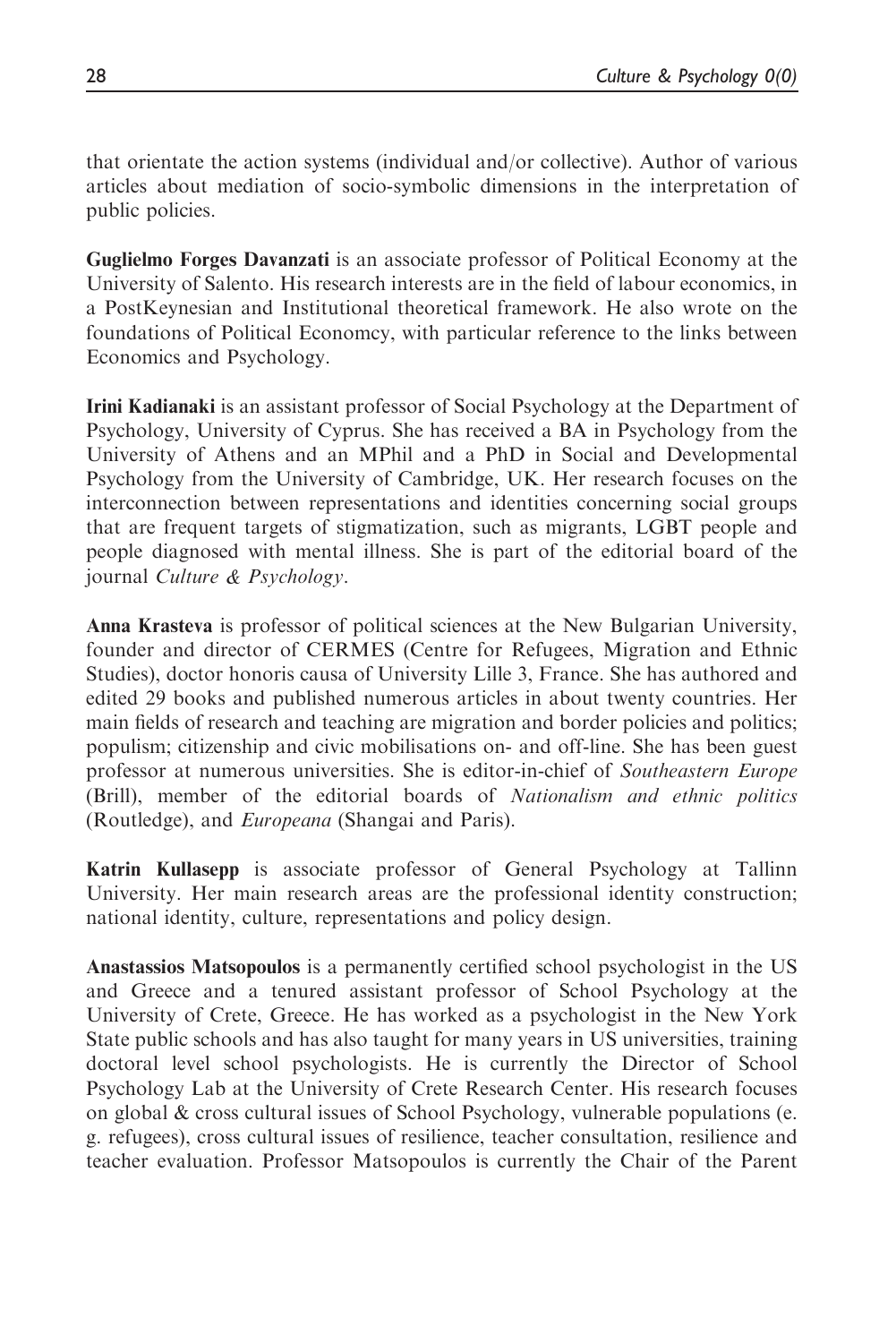that orientate the action systems (individual and/or collective). Author of various articles about mediation of socio-symbolic dimensions in the interpretation of public policies.

**Guglielmo Forges Davanzati** is an associate professor of Political Economy at the University of Salento. His research interests are in the field of labour economics, in a PostKeynesian and Institutional theoretical framework. He also wrote on the foundations of Political Economcy, with particular reference to the links between Economics and Psychology.

**Irini Kadianaki** is an assistant professor of Social Psychology at the Department of Psychology, University of Cyprus. She has received a BA in Psychology from the University of Athens and an MPhil and a PhD in Social and Developmental Psychology from the University of Cambridge, UK. Her research focuses on the interconnection between representations and identities concerning social groups that are frequent targets of stigmatization, such as migrants, LGBT people and people diagnosed with mental illness. She is part of the editorial board of the journal *Culture & Psychology*.

**Anna Krasteva** is professor of political sciences at the New Bulgarian University, founder and director of CERMES (Centre for Refugees, Migration and Ethnic Studies), doctor honoris causa of University Lille 3, France. She has authored and edited 29 books and published numerous articles in about twenty countries. Her main fields of research and teaching are migration and border policies and politics; populism; citizenship and civic mobilisations on- and off-line. She has been guest professor at numerous universities. She is editor-in-chief of *Southeastern Europe* (Brill), member of the editorial boards of *Nationalism and ethnic politics* (Routledge), and *Europeana* (Shangai and Paris).

**Katrin Kullasepp** is associate professor of General Psychology at Tallinn University. Her main research areas are the professional identity construction; national identity, culture, representations and policy design.

**Anastassios Matsopoulos** is a permanently certified school psychologist in the US and Greece and a tenured assistant professor of School Psychology at the University of Crete, Greece. He has worked as a psychologist in the New York State public schools and has also taught for many years in US universities, training doctoral level school psychologists. He is currently the Director of School Psychology Lab at the University of Crete Research Center. His research focuses on global & cross cultural issues of School Psychology, vulnerable populations (e. g. refugees), cross cultural issues of resilience, teacher consultation, resilience and teacher evaluation. Professor Matsopoulos is currently the Chair of the Parent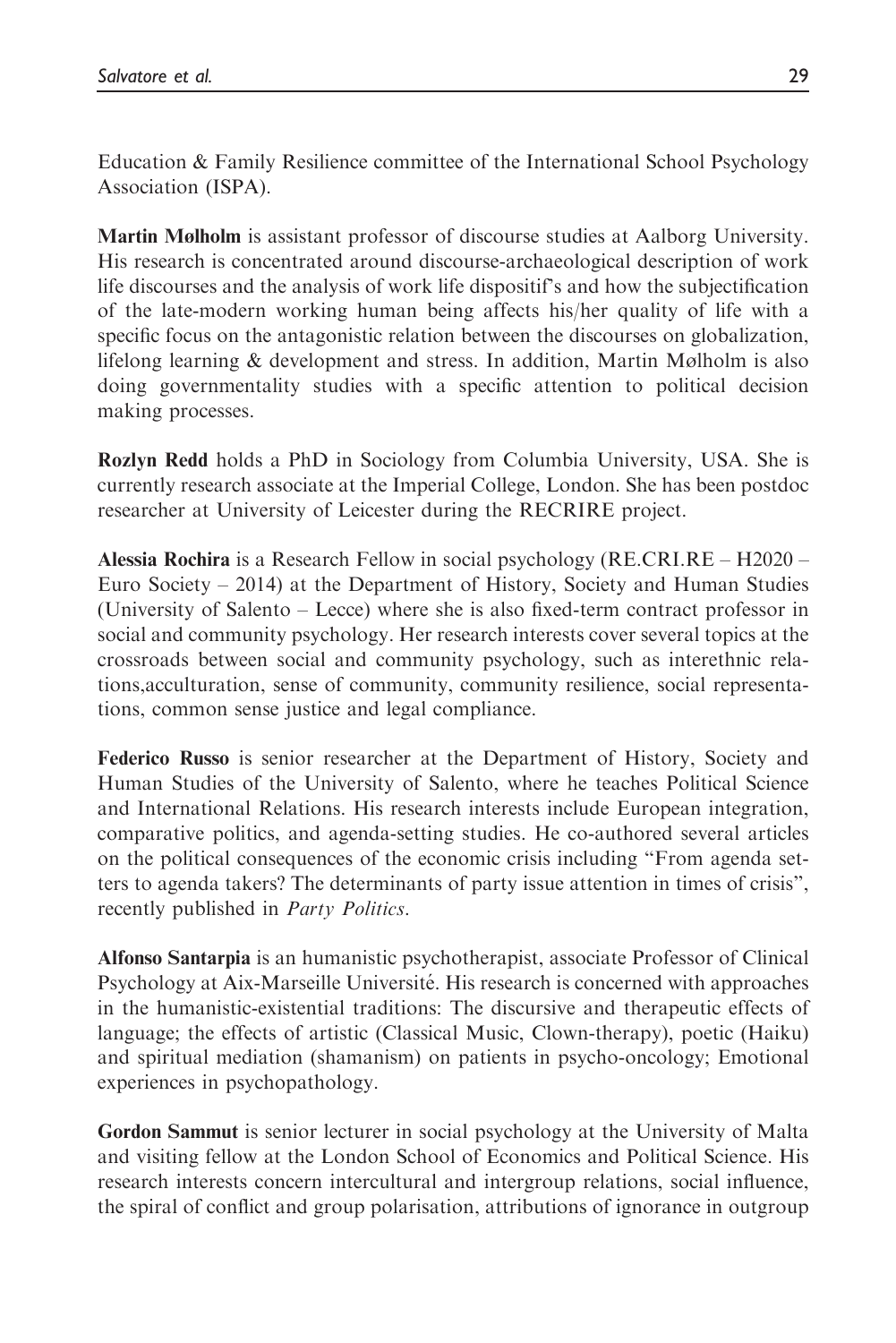Education & Family Resilience committee of the International School Psychology Association (ISPA).

**Martin Mølholm** is assistant professor of discourse studies at Aalborg University. His research is concentrated around discourse-archaeological description of work life discourses and the analysis of work life dispositif's and how the subjectification of the late-modern working human being affects his/her quality of life with a specific focus on the antagonistic relation between the discourses on globalization, lifelong learning & development and stress. In addition, Martin Mølholm is also doing governmentality studies with a specific attention to political decision making processes.

**Rozlyn Redd** holds a PhD in Sociology from Columbia University, USA. She is currently research associate at the Imperial College, London. She has been postdoc researcher at University of Leicester during the RECRIRE project.

**Alessia Rochira** is a Research Fellow in social psychology (RE.CRI.RE – H2020 – Euro Society – 2014) at the Department of History, Society and Human Studies (University of Salento – Lecce) where she is also fixed-term contract professor in social and community psychology. Her research interests cover several topics at the crossroads between social and community psychology, such as interethnic relations,acculturation, sense of community, community resilience, social representations, common sense justice and legal compliance.

**Federico Russo** is senior researcher at the Department of History, Society and Human Studies of the University of Salento, where he teaches Political Science and International Relations. His research interests include European integration, comparative politics, and agenda-setting studies. He co-authored several articles on the political consequences of the economic crisis including "From agenda setters to agenda takers? The determinants of party issue attention in times of crisis", recently published in *Party Politics*.

**Alfonso Santarpia** is an humanistic psychotherapist, associate Professor of Clinical Psychology at Aix-Marseille Université. His research is concerned with approaches in the humanistic-existential traditions: The discursive and therapeutic effects of language; the effects of artistic (Classical Music, Clown-therapy), poetic (Haiku) and spiritual mediation (shamanism) on patients in psycho-oncology; Emotional experiences in psychopathology.

**Gordon Sammut** is senior lecturer in social psychology at the University of Malta and visiting fellow at the London School of Economics and Political Science. His research interests concern intercultural and intergroup relations, social influence, the spiral of conflict and group polarisation, attributions of ignorance in outgroup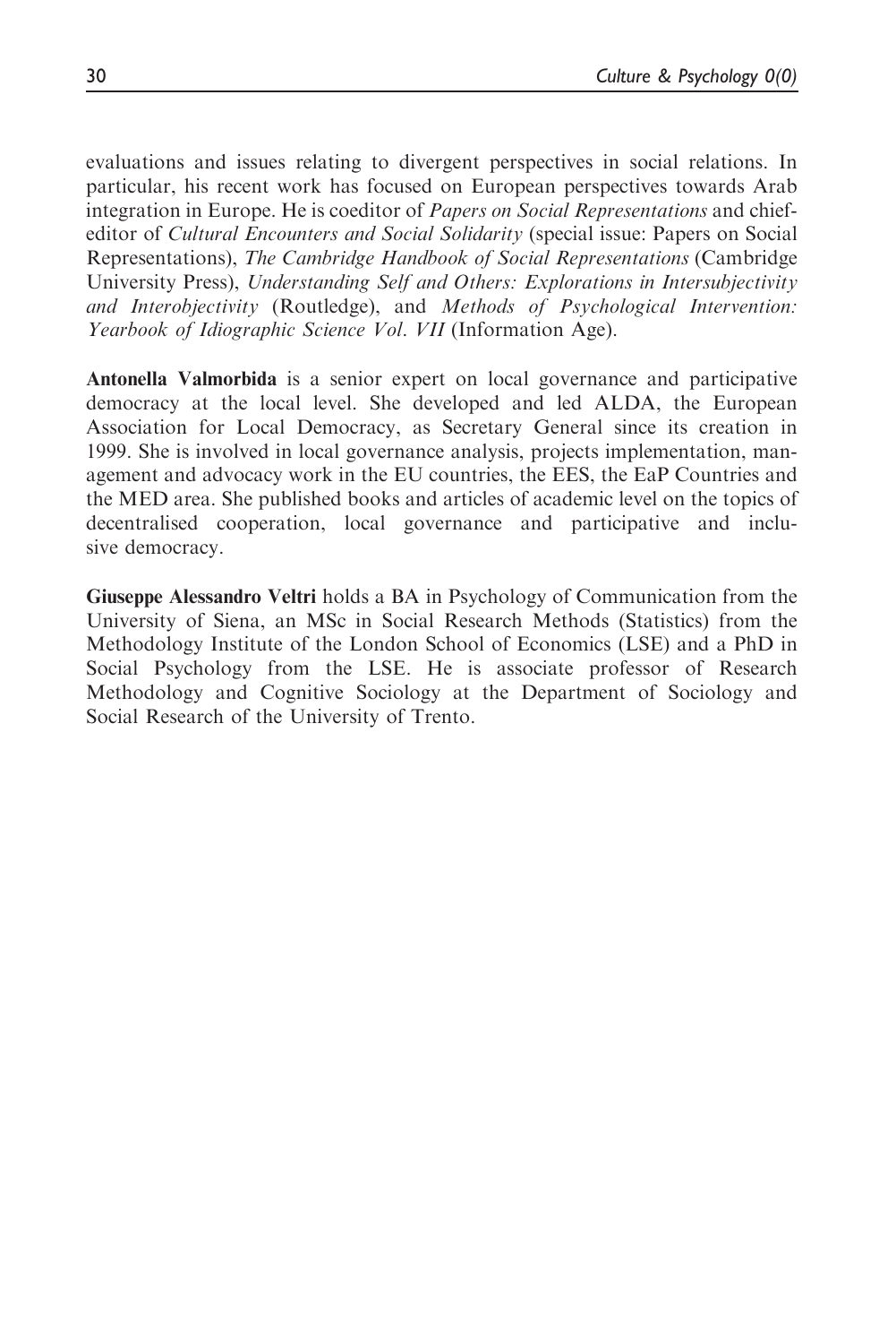evaluations and issues relating to divergent perspectives in social relations. In particular, his recent work has focused on European perspectives towards Arab integration in Europe. He is coeditor of *Papers on Social Representations* and chief-editor of *Cultural Encounters and Social Solidarity* (special issue: Papers on Social Representations), *The Cambridge Handbook of Social Representations* (Cambridge University Press), *Understanding Self and Others: Explorations in Intersubjectivity and Interobjectivity* (Routledge), and *Methods of Psychological Intervention: Yearbook of Idiographic Science Vol. VII* (Information Age).

**Antonella Valmorbida** is a senior expert on local governance and participative democracy at the local level. She developed and led ALDA, the European Association for Local Democracy, as Secretary General since its creation in 1999. She is involved in local governance analysis, projects implementation, management and advocacy work in the EU countries, the EES, the EaP Countries and the MED area. She published books and articles of academic level on the topics of decentralised cooperation, local governance and participative and inclusive democracy.

**Giuseppe Alessandro Veltri** holds a BA in Psychology of Communication from the University of Siena, an MSc in Social Research Methods (Statistics) from the Methodology Institute of the London School of Economics (LSE) and a PhD in Social Psychology from the LSE. He is associate professor of Research Methodology and Cognitive Sociology at the Department of Sociology and Social Research of the University of Trento.